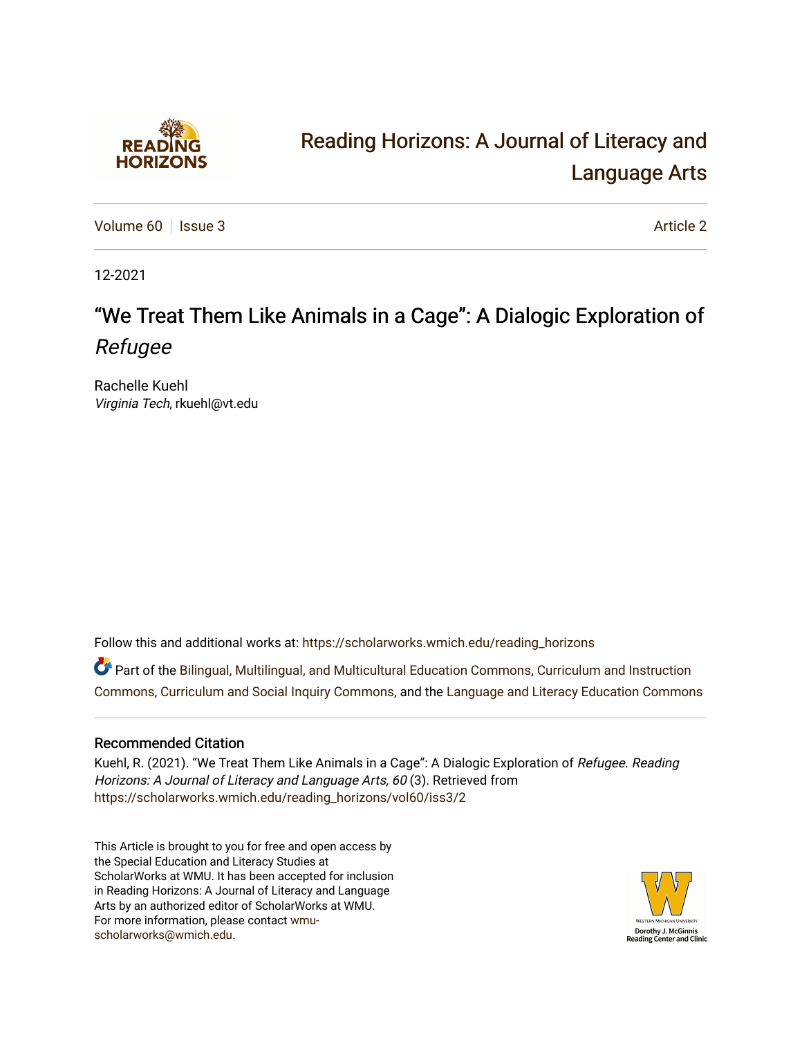# Reading Horizons: A Journal of Literacy and Language Arts

Volume 60 | Issue 3 | Article 2

12-2021

## "We Treat Them Like Animals in a Cage": A Dialogic Exploration of *Refugee*

Rachelle Kuehl
*Virginia Tech*, rkuehl@vt.edu

Follow this and additional works at: https://scholarworks.wmich.edu/reading_horizons

Part of the Bilingual, Multilingual, and Multicultural Education Commons, Curriculum and Instruction Commons, Curriculum and Social Inquiry Commons, and the Language and Literacy Education Commons

### Recommended Citation

Kuehl, R. (2021). "We Treat Them Like Animals in a Cage": A Dialogic Exploration of *Refugee*. *Reading Horizons: A Journal of Literacy and Language Arts, 60* (3). Retrieved from https://scholarworks.wmich.edu/reading_horizons/vol60/iss3/2

This Article is brought to you for free and open access by the Special Education and Literacy Studies at ScholarWorks at WMU. It has been accepted for inclusion in Reading Horizons: A Journal of Literacy and Language Arts by an authorized editor of ScholarWorks at WMU. For more information, please contact wmu-scholarworks@wmich.edu.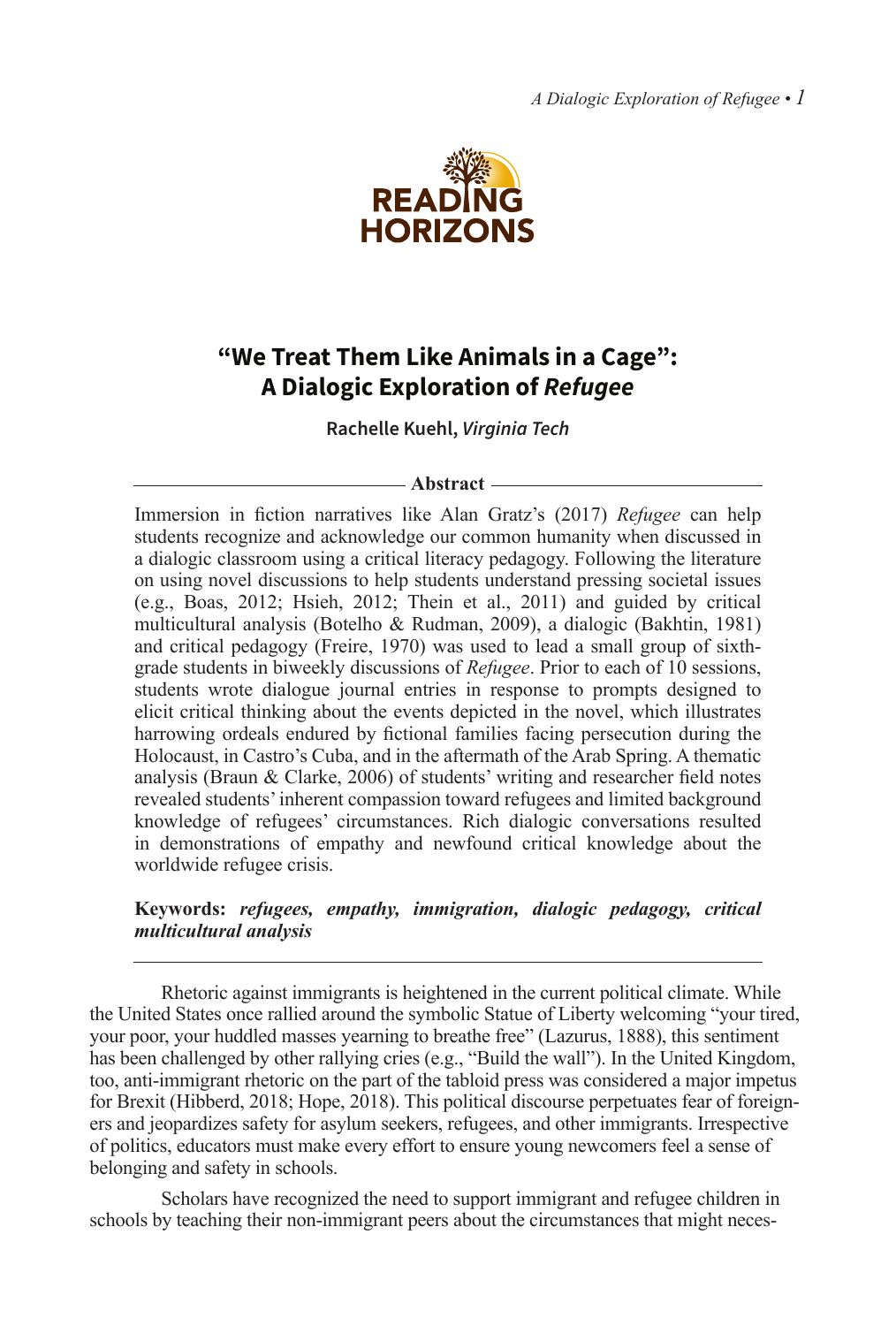# "We Treat Them Like Animals in a Cage": A Dialogic Exploration of *Refugee*

**Rachelle Kuehl,** ***Virginia Tech***

**Abstract**

Immersion in fiction narratives like Alan Gratz's (2017) *Refugee* can help students recognize and acknowledge our common humanity when discussed in a dialogic classroom using a critical literacy pedagogy. Following the literature on using novel discussions to help students understand pressing societal issues (e.g., Boas, 2012; Hsieh, 2012; Thein et al., 2011) and guided by critical multicultural analysis (Botelho & Rudman, 2009), a dialogic (Bakhtin, 1981) and critical pedagogy (Freire, 1970) was used to lead a small group of sixth-grade students in biweekly discussions of *Refugee*. Prior to each of 10 sessions, students wrote dialogue journal entries in response to prompts designed to elicit critical thinking about the events depicted in the novel, which illustrates harrowing ordeals endured by fictional families facing persecution during the Holocaust, in Castro's Cuba, and in the aftermath of the Arab Spring. A thematic analysis (Braun & Clarke, 2006) of students' writing and researcher field notes revealed students' inherent compassion toward refugees and limited background knowledge of refugees' circumstances. Rich dialogic conversations resulted in demonstrations of empathy and newfound critical knowledge about the worldwide refugee crisis.

**Keywords:** ***refugees, empathy, immigration, dialogic pedagogy, critical multicultural analysis***

Rhetoric against immigrants is heightened in the current political climate. While the United States once rallied around the symbolic Statue of Liberty welcoming "your tired, your poor, your huddled masses yearning to breathe free" (Lazurus, 1888), this sentiment has been challenged by other rallying cries (e.g., "Build the wall"). In the United Kingdom, too, anti-immigrant rhetoric on the part of the tabloid press was considered a major impetus for Brexit (Hibberd, 2018; Hope, 2018). This political discourse perpetuates fear of foreigners and jeopardizes safety for asylum seekers, refugees, and other immigrants. Irrespective of politics, educators must make every effort to ensure young newcomers feel a sense of belonging and safety in schools.

Scholars have recognized the need to support immigrant and refugee children in schools by teaching their non-immigrant peers about the circumstances that might neces-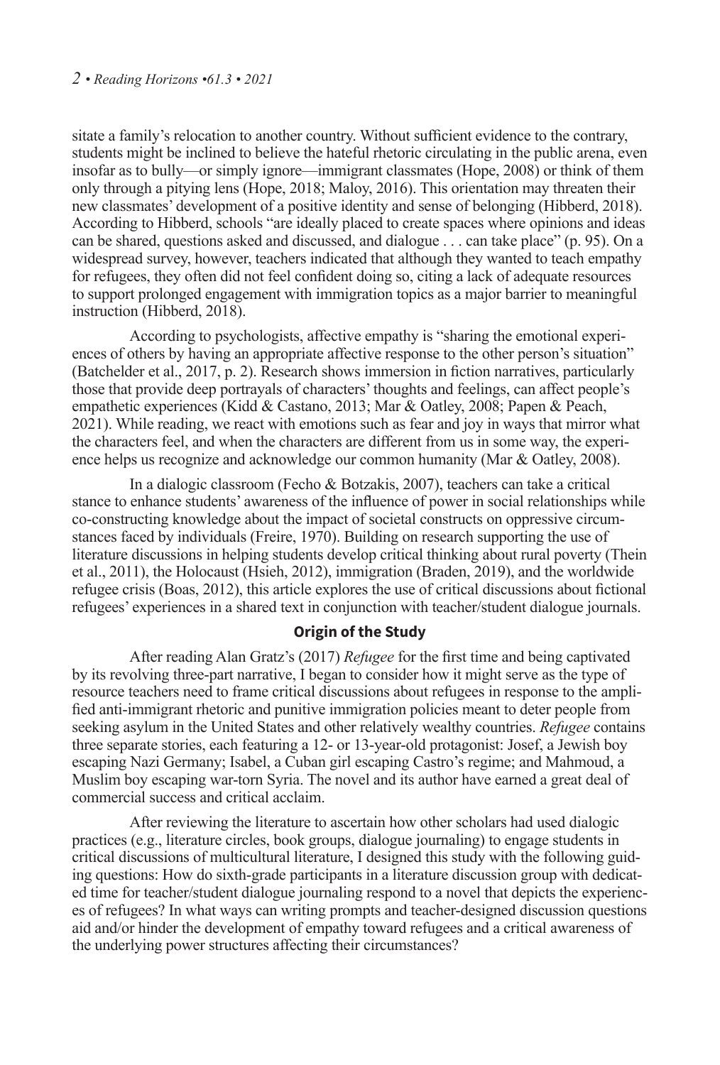sitate a family's relocation to another country. Without sufficient evidence to the contrary, students might be inclined to believe the hateful rhetoric circulating in the public arena, even insofar as to bully—or simply ignore—immigrant classmates (Hope, 2008) or think of them only through a pitying lens (Hope, 2018; Maloy, 2016). This orientation may threaten their new classmates' development of a positive identity and sense of belonging (Hibberd, 2018). According to Hibberd, schools "are ideally placed to create spaces where opinions and ideas can be shared, questions asked and discussed, and dialogue . . . can take place" (p. 95). On a widespread survey, however, teachers indicated that although they wanted to teach empathy for refugees, they often did not feel confident doing so, citing a lack of adequate resources to support prolonged engagement with immigration topics as a major barrier to meaningful instruction (Hibberd, 2018).

According to psychologists, affective empathy is "sharing the emotional experiences of others by having an appropriate affective response to the other person's situation" (Batchelder et al., 2017, p. 2). Research shows immersion in fiction narratives, particularly those that provide deep portrayals of characters' thoughts and feelings, can affect people's empathetic experiences (Kidd & Castano, 2013; Mar & Oatley, 2008; Papen & Peach, 2021). While reading, we react with emotions such as fear and joy in ways that mirror what the characters feel, and when the characters are different from us in some way, the experience helps us recognize and acknowledge our common humanity (Mar & Oatley, 2008).

In a dialogic classroom (Fecho & Botzakis, 2007), teachers can take a critical stance to enhance students' awareness of the influence of power in social relationships while co-constructing knowledge about the impact of societal constructs on oppressive circumstances faced by individuals (Freire, 1970). Building on research supporting the use of literature discussions in helping students develop critical thinking about rural poverty (Thein et al., 2011), the Holocaust (Hsieh, 2012), immigration (Braden, 2019), and the worldwide refugee crisis (Boas, 2012), this article explores the use of critical discussions about fictional refugees' experiences in a shared text in conjunction with teacher/student dialogue journals.

## Origin of the Study

After reading Alan Gratz's (2017) *Refugee* for the first time and being captivated by its revolving three-part narrative, I began to consider how it might serve as the type of resource teachers need to frame critical discussions about refugees in response to the amplified anti-immigrant rhetoric and punitive immigration policies meant to deter people from seeking asylum in the United States and other relatively wealthy countries. *Refugee* contains three separate stories, each featuring a 12- or 13-year-old protagonist: Josef, a Jewish boy escaping Nazi Germany; Isabel, a Cuban girl escaping Castro's regime; and Mahmoud, a Muslim boy escaping war-torn Syria. The novel and its author have earned a great deal of commercial success and critical acclaim.

After reviewing the literature to ascertain how other scholars had used dialogic practices (e.g., literature circles, book groups, dialogue journaling) to engage students in critical discussions of multicultural literature, I designed this study with the following guiding questions: How do sixth-grade participants in a literature discussion group with dedicated time for teacher/student dialogue journaling respond to a novel that depicts the experiences of refugees? In what ways can writing prompts and teacher-designed discussion questions aid and/or hinder the development of empathy toward refugees and a critical awareness of the underlying power structures affecting their circumstances?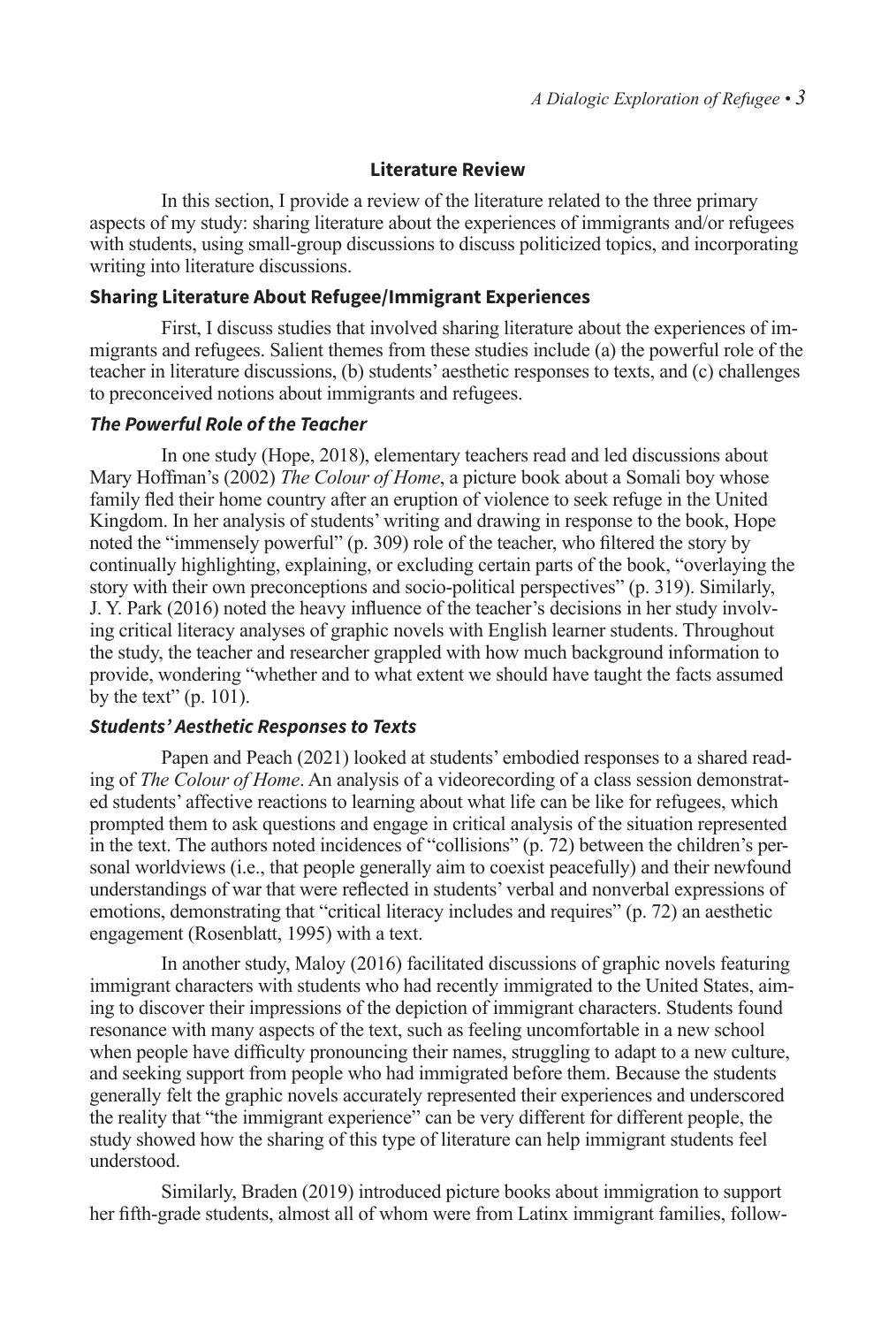## Literature Review

In this section, I provide a review of the literature related to the three primary aspects of my study: sharing literature about the experiences of immigrants and/or refugees with students, using small-group discussions to discuss politicized topics, and incorporating writing into literature discussions.

### Sharing Literature About Refugee/Immigrant Experiences

First, I discuss studies that involved sharing literature about the experiences of immigrants and refugees. Salient themes from these studies include (a) the powerful role of the teacher in literature discussions, (b) students' aesthetic responses to texts, and (c) challenges to preconceived notions about immigrants and refugees.

#### *The Powerful Role of the Teacher*

In one study (Hope, 2018), elementary teachers read and led discussions about Mary Hoffman's (2002) *The Colour of Home*, a picture book about a Somali boy whose family fled their home country after an eruption of violence to seek refuge in the United Kingdom. In her analysis of students' writing and drawing in response to the book, Hope noted the "immensely powerful" (p. 309) role of the teacher, who filtered the story by continually highlighting, explaining, or excluding certain parts of the book, "overlaying the story with their own preconceptions and socio-political perspectives" (p. 319). Similarly, J. Y. Park (2016) noted the heavy influence of the teacher's decisions in her study involving critical literacy analyses of graphic novels with English learner students. Throughout the study, the teacher and researcher grappled with how much background information to provide, wondering "whether and to what extent we should have taught the facts assumed by the text" (p. 101).

#### *Students' Aesthetic Responses to Texts*

Papen and Peach (2021) looked at students' embodied responses to a shared reading of *The Colour of Home*. An analysis of a videorecording of a class session demonstrated students' affective reactions to learning about what life can be like for refugees, which prompted them to ask questions and engage in critical analysis of the situation represented in the text. The authors noted incidences of "collisions" (p. 72) between the children's personal worldviews (i.e., that people generally aim to coexist peacefully) and their newfound understandings of war that were reflected in students' verbal and nonverbal expressions of emotions, demonstrating that "critical literacy includes and requires" (p. 72) an aesthetic engagement (Rosenblatt, 1995) with a text.

In another study, Maloy (2016) facilitated discussions of graphic novels featuring immigrant characters with students who had recently immigrated to the United States, aiming to discover their impressions of the depiction of immigrant characters. Students found resonance with many aspects of the text, such as feeling uncomfortable in a new school when people have difficulty pronouncing their names, struggling to adapt to a new culture, and seeking support from people who had immigrated before them. Because the students generally felt the graphic novels accurately represented their experiences and underscored the reality that "the immigrant experience" can be very different for different people, the study showed how the sharing of this type of literature can help immigrant students feel understood.

Similarly, Braden (2019) introduced picture books about immigration to support her fifth-grade students, almost all of whom were from Latinx immigrant families, follow-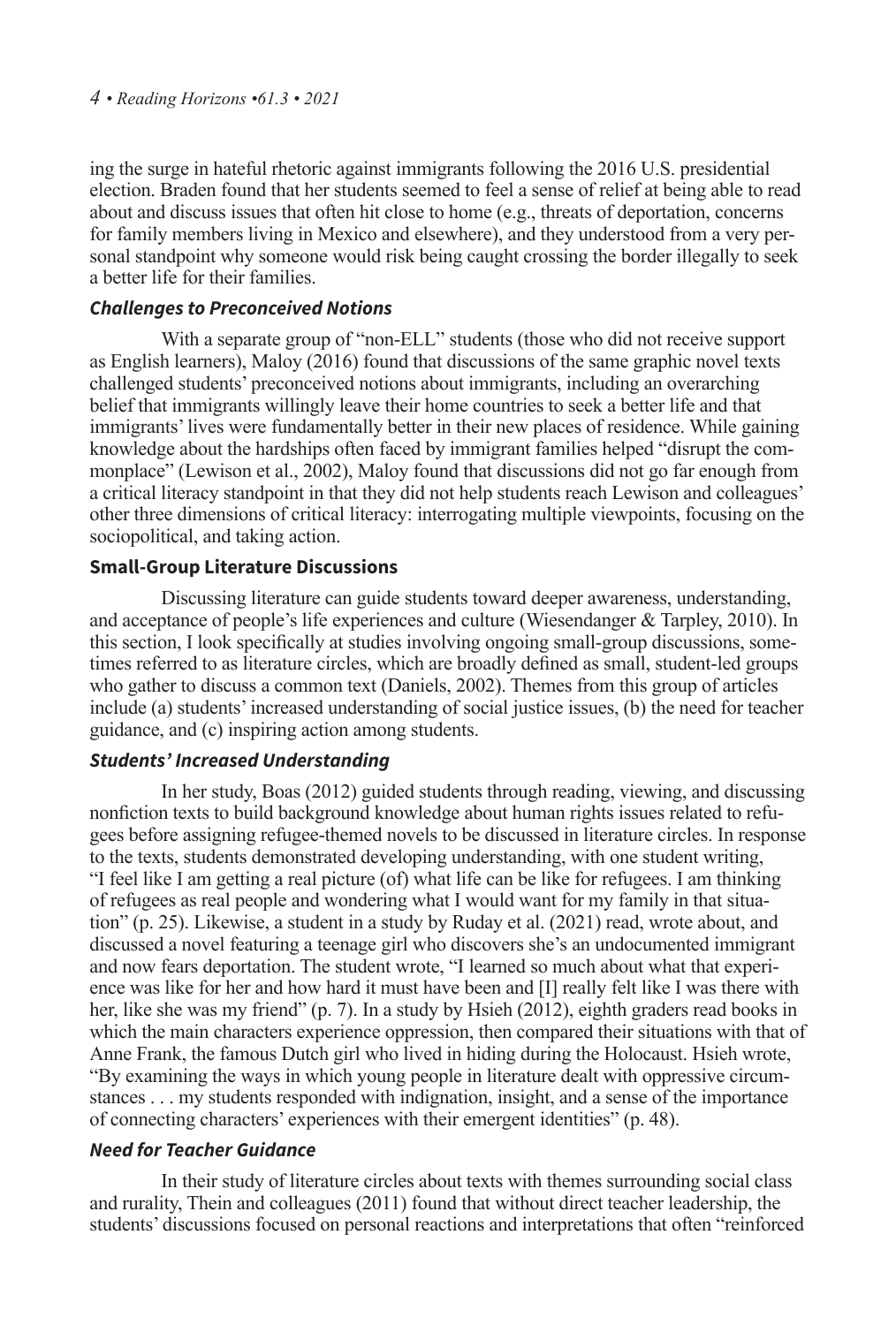ing the surge in hateful rhetoric against immigrants following the 2016 U.S. presidential election. Braden found that her students seemed to feel a sense of relief at being able to read about and discuss issues that often hit close to home (e.g., threats of deportation, concerns for family members living in Mexico and elsewhere), and they understood from a very personal standpoint why someone would risk being caught crossing the border illegally to seek a better life for their families.

#### *Challenges to Preconceived Notions*

With a separate group of "non-ELL" students (those who did not receive support as English learners), Maloy (2016) found that discussions of the same graphic novel texts challenged students' preconceived notions about immigrants, including an overarching belief that immigrants willingly leave their home countries to seek a better life and that immigrants' lives were fundamentally better in their new places of residence. While gaining knowledge about the hardships often faced by immigrant families helped "disrupt the commonplace" (Lewison et al., 2002), Maloy found that discussions did not go far enough from a critical literacy standpoint in that they did not help students reach Lewison and colleagues' other three dimensions of critical literacy: interrogating multiple viewpoints, focusing on the sociopolitical, and taking action.

### Small-Group Literature Discussions

Discussing literature can guide students toward deeper awareness, understanding, and acceptance of people's life experiences and culture (Wiesendanger & Tarpley, 2010). In this section, I look specifically at studies involving ongoing small-group discussions, sometimes referred to as literature circles, which are broadly defined as small, student-led groups who gather to discuss a common text (Daniels, 2002). Themes from this group of articles include (a) students' increased understanding of social justice issues, (b) the need for teacher guidance, and (c) inspiring action among students.

#### *Students' Increased Understanding*

In her study, Boas (2012) guided students through reading, viewing, and discussing nonfiction texts to build background knowledge about human rights issues related to refugees before assigning refugee-themed novels to be discussed in literature circles. In response to the texts, students demonstrated developing understanding, with one student writing, "I feel like I am getting a real picture (of) what life can be like for refugees. I am thinking of refugees as real people and wondering what I would want for my family in that situation" (p. 25). Likewise, a student in a study by Ruday et al. (2021) read, wrote about, and discussed a novel featuring a teenage girl who discovers she's an undocumented immigrant and now fears deportation. The student wrote, "I learned so much about what that experience was like for her and how hard it must have been and [I] really felt like I was there with her, like she was my friend" (p. 7). In a study by Hsieh (2012), eighth graders read books in which the main characters experience oppression, then compared their situations with that of Anne Frank, the famous Dutch girl who lived in hiding during the Holocaust. Hsieh wrote, "By examining the ways in which young people in literature dealt with oppressive circumstances . . . my students responded with indignation, insight, and a sense of the importance of connecting characters' experiences with their emergent identities" (p. 48).

#### *Need for Teacher Guidance*

In their study of literature circles about texts with themes surrounding social class and rurality, Thein and colleagues (2011) found that without direct teacher leadership, the students' discussions focused on personal reactions and interpretations that often "reinforced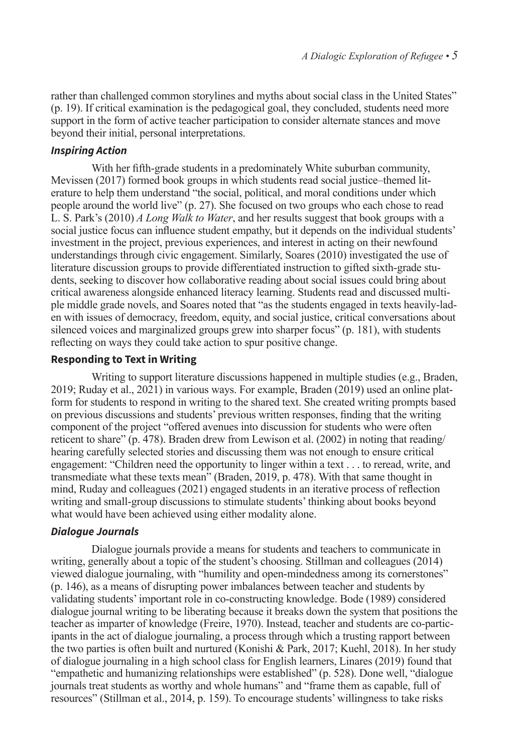rather than challenged common storylines and myths about social class in the United States" (p. 19). If critical examination is the pedagogical goal, they concluded, students need more support in the form of active teacher participation to consider alternate stances and move beyond their initial, personal interpretations.

#### *Inspiring Action*

With her fifth-grade students in a predominately White suburban community, Mevissen (2017) formed book groups in which students read social justice–themed literature to help them understand "the social, political, and moral conditions under which people around the world live" (p. 27). She focused on two groups who each chose to read L. S. Park's (2010) *A Long Walk to Water*, and her results suggest that book groups with a social justice focus can influence student empathy, but it depends on the individual students' investment in the project, previous experiences, and interest in acting on their newfound understandings through civic engagement. Similarly, Soares (2010) investigated the use of literature discussion groups to provide differentiated instruction to gifted sixth-grade students, seeking to discover how collaborative reading about social issues could bring about critical awareness alongside enhanced literacy learning. Students read and discussed multiple middle grade novels, and Soares noted that "as the students engaged in texts heavily-laden with issues of democracy, freedom, equity, and social justice, critical conversations about silenced voices and marginalized groups grew into sharper focus" (p. 181), with students reflecting on ways they could take action to spur positive change.

### **Responding to Text in Writing**

Writing to support literature discussions happened in multiple studies (e.g., Braden, 2019; Ruday et al., 2021) in various ways. For example, Braden (2019) used an online platform for students to respond in writing to the shared text. She created writing prompts based on previous discussions and students' previous written responses, finding that the writing component of the project "offered avenues into discussion for students who were often reticent to share" (p. 478). Braden drew from Lewison et al. (2002) in noting that reading/hearing carefully selected stories and discussing them was not enough to ensure critical engagement: "Children need the opportunity to linger within a text . . . to reread, write, and transmediate what these texts mean" (Braden, 2019, p. 478). With that same thought in mind, Ruday and colleagues (2021) engaged students in an iterative process of reflection writing and small-group discussions to stimulate students' thinking about books beyond what would have been achieved using either modality alone.

#### *Dialogue Journals*

Dialogue journals provide a means for students and teachers to communicate in writing, generally about a topic of the student's choosing. Stillman and colleagues (2014) viewed dialogue journaling, with "humility and open-mindedness among its cornerstones" (p. 146), as a means of disrupting power imbalances between teacher and students by validating students' important role in co-constructing knowledge. Bode (1989) considered dialogue journal writing to be liberating because it breaks down the system that positions the teacher as imparter of knowledge (Freire, 1970). Instead, teacher and students are co-participants in the act of dialogue journaling, a process through which a trusting rapport between the two parties is often built and nurtured (Konishi & Park, 2017; Kuehl, 2018). In her study of dialogue journaling in a high school class for English learners, Linares (2019) found that "empathetic and humanizing relationships were established" (p. 528). Done well, "dialogue journals treat students as worthy and whole humans" and "frame them as capable, full of resources" (Stillman et al., 2014, p. 159). To encourage students' willingness to take risks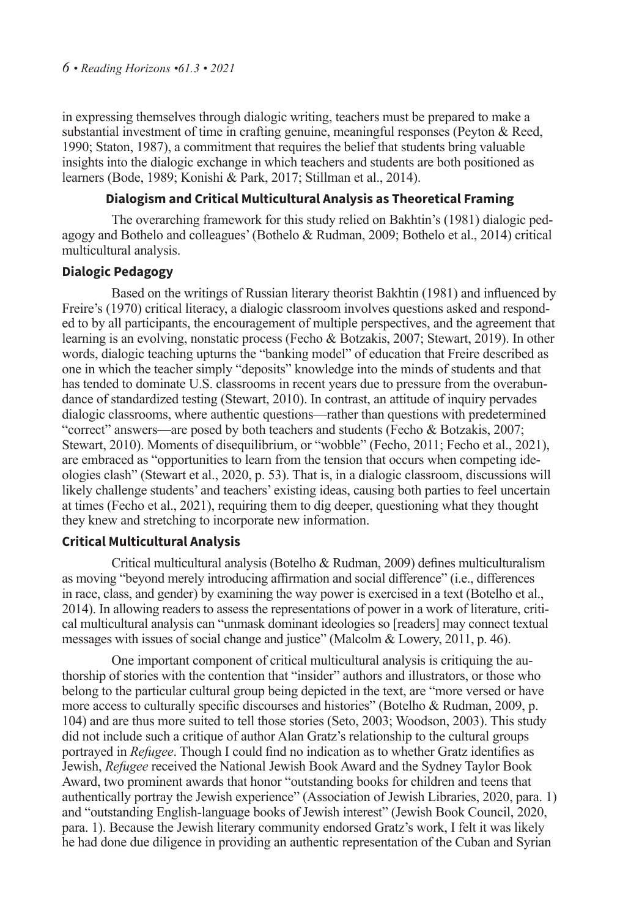in expressing themselves through dialogic writing, teachers must be prepared to make a substantial investment of time in crafting genuine, meaningful responses (Peyton & Reed, 1990; Staton, 1987), a commitment that requires the belief that students bring valuable insights into the dialogic exchange in which teachers and students are both positioned as learners (Bode, 1989; Konishi & Park, 2017; Stillman et al., 2014).

## Dialogism and Critical Multicultural Analysis as Theoretical Framing

The overarching framework for this study relied on Bakhtin's (1981) dialogic pedagogy and Bothelo and colleagues' (Bothelo & Rudman, 2009; Bothelo et al., 2014) critical multicultural analysis.

### Dialogic Pedagogy

Based on the writings of Russian literary theorist Bakhtin (1981) and influenced by Freire's (1970) critical literacy, a dialogic classroom involves questions asked and responded to by all participants, the encouragement of multiple perspectives, and the agreement that learning is an evolving, nonstatic process (Fecho & Botzakis, 2007; Stewart, 2019). In other words, dialogic teaching upturns the "banking model" of education that Freire described as one in which the teacher simply "deposits" knowledge into the minds of students and that has tended to dominate U.S. classrooms in recent years due to pressure from the overabundance of standardized testing (Stewart, 2010). In contrast, an attitude of inquiry pervades dialogic classrooms, where authentic questions—rather than questions with predetermined "correct" answers—are posed by both teachers and students (Fecho & Botzakis, 2007; Stewart, 2010). Moments of disequilibrium, or "wobble" (Fecho, 2011; Fecho et al., 2021), are embraced as "opportunities to learn from the tension that occurs when competing ideologies clash" (Stewart et al., 2020, p. 53). That is, in a dialogic classroom, discussions will likely challenge students' and teachers' existing ideas, causing both parties to feel uncertain at times (Fecho et al., 2021), requiring them to dig deeper, questioning what they thought they knew and stretching to incorporate new information.

### Critical Multicultural Analysis

Critical multicultural analysis (Botelho & Rudman, 2009) defines multiculturalism as moving "beyond merely introducing affirmation and social difference" (i.e., differences in race, class, and gender) by examining the way power is exercised in a text (Botelho et al., 2014). In allowing readers to assess the representations of power in a work of literature, critical multicultural analysis can "unmask dominant ideologies so [readers] may connect textual messages with issues of social change and justice" (Malcolm & Lowery, 2011, p. 46).

One important component of critical multicultural analysis is critiquing the authorship of stories with the contention that "insider" authors and illustrators, or those who belong to the particular cultural group being depicted in the text, are "more versed or have more access to culturally specific discourses and histories" (Botelho & Rudman, 2009, p. 104) and are thus more suited to tell those stories (Seto, 2003; Woodson, 2003). This study did not include such a critique of author Alan Gratz's relationship to the cultural groups portrayed in *Refugee*. Though I could find no indication as to whether Gratz identifies as Jewish, *Refugee* received the National Jewish Book Award and the Sydney Taylor Book Award, two prominent awards that honor "outstanding books for children and teens that authentically portray the Jewish experience" (Association of Jewish Libraries, 2020, para. 1) and "outstanding English-language books of Jewish interest" (Jewish Book Council, 2020, para. 1). Because the Jewish literary community endorsed Gratz's work, I felt it was likely he had done due diligence in providing an authentic representation of the Cuban and Syrian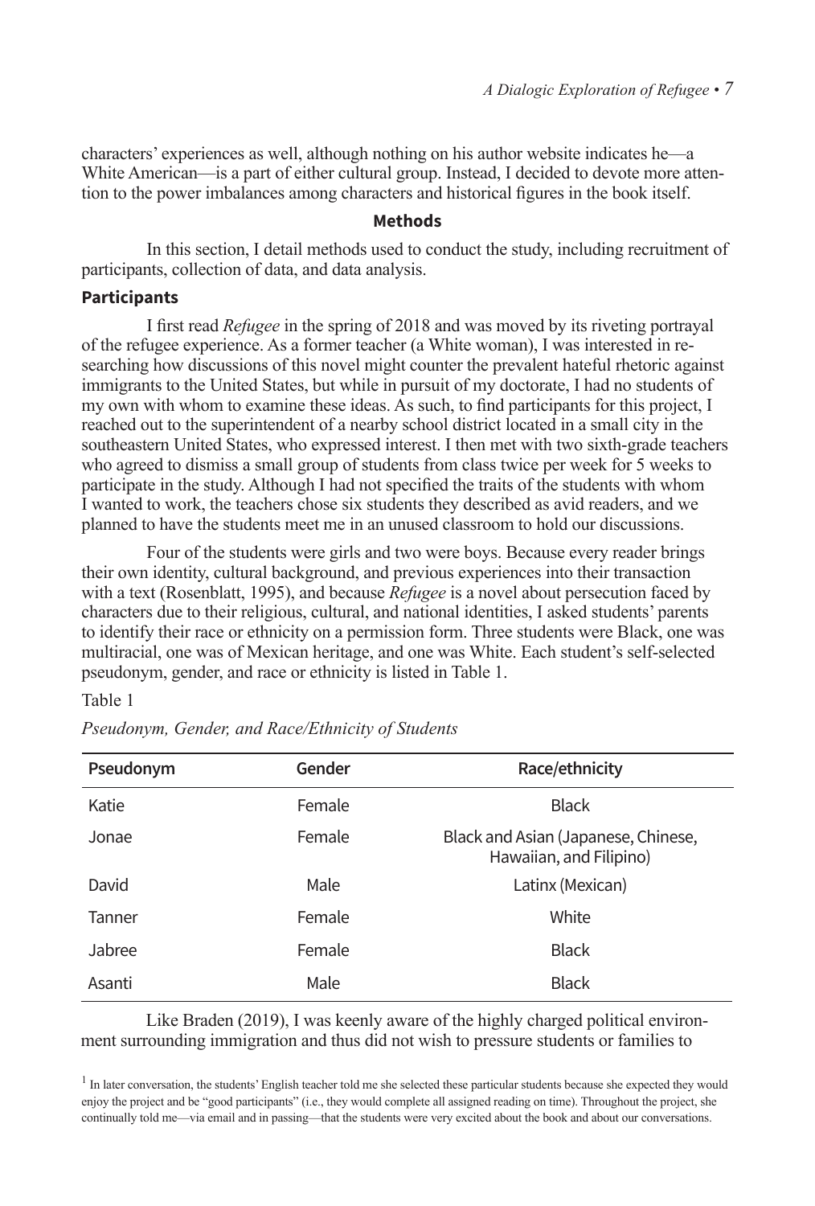characters' experiences as well, although nothing on his author website indicates he—a White American—is a part of either cultural group. Instead, I decided to devote more attention to the power imbalances among characters and historical figures in the book itself.

## Methods

In this section, I detail methods used to conduct the study, including recruitment of participants, collection of data, and data analysis.

### Participants

I first read *Refugee* in the spring of 2018 and was moved by its riveting portrayal of the refugee experience. As a former teacher (a White woman), I was interested in researching how discussions of this novel might counter the prevalent hateful rhetoric against immigrants to the United States, but while in pursuit of my doctorate, I had no students of my own with whom to examine these ideas. As such, to find participants for this project, I reached out to the superintendent of a nearby school district located in a small city in the southeastern United States, who expressed interest. I then met with two sixth-grade teachers who agreed to dismiss a small group of students from class twice per week for 5 weeks to participate in the study. Although I had not specified the traits of the students with whom I wanted to work, the teachers chose six students they described as avid readers, and we planned to have the students meet me in an unused classroom to hold our discussions.

Four of the students were girls and two were boys. Because every reader brings their own identity, cultural background, and previous experiences into their transaction with a text (Rosenblatt, 1995), and because *Refugee* is a novel about persecution faced by characters due to their religious, cultural, and national identities, I asked students' parents to identify their race or ethnicity on a permission form. Three students were Black, one was multiracial, one was of Mexican heritage, and one was White. Each student's self-selected pseudonym, gender, and race or ethnicity is listed in Table 1.

Table 1

*Pseudonym, Gender, and Race/Ethnicity of Students*

| Pseudonym | Gender | Race/ethnicity |
|---|---|---|
| Katie | Female | Black |
| Jonae | Female | Black and Asian (Japanese, Chinese, Hawaiian, and Filipino) |
| David | Male | Latinx (Mexican) |
| Tanner | Female | White |
| Jabree | Female | Black |
| Asanti | Male | Black |

Like Braden (2019), I was keenly aware of the highly charged political environment surrounding immigration and thus did not wish to pressure students or families to

[1] In later conversation, the students' English teacher told me she selected these particular students because she expected they would enjoy the project and be "good participants" (i.e., they would complete all assigned reading on time). Throughout the project, she continually told me—via email and in passing—that the students were very excited about the book and about our conversations.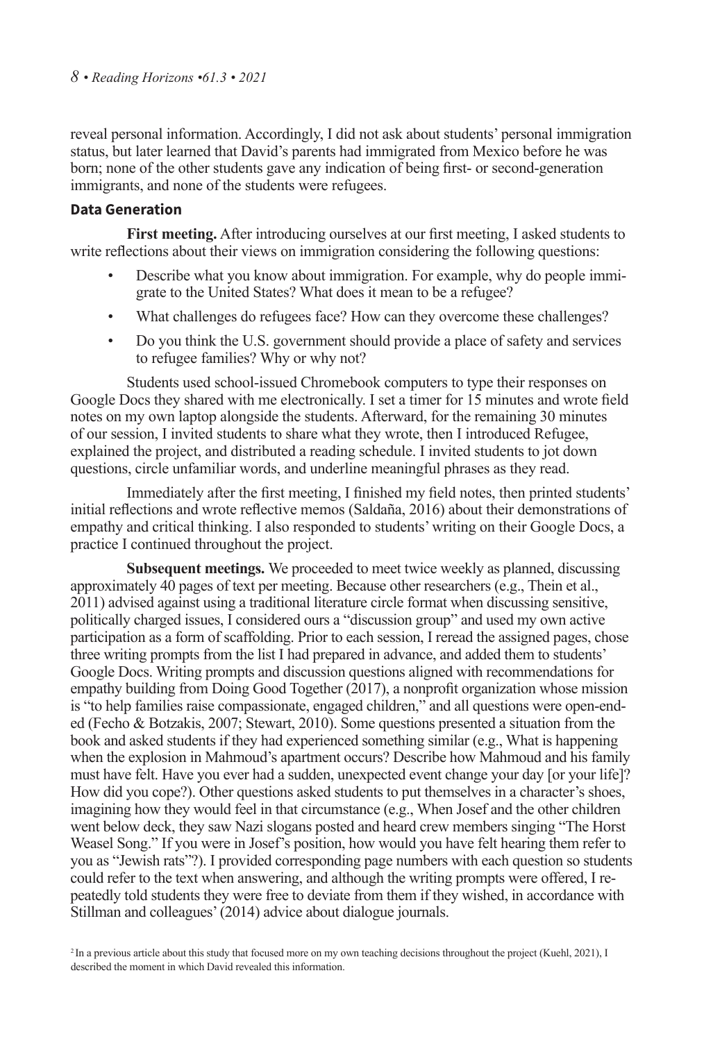reveal personal information. Accordingly, I did not ask about students' personal immigration status, but later learned that David's parents had immigrated from Mexico before he was born; none of the other students gave any indication of being first- or second-generation immigrants, and none of the students were refugees.

## Data Generation

**First meeting.** After introducing ourselves at our first meeting, I asked students to write reflections about their views on immigration considering the following questions:

- Describe what you know about immigration. For example, why do people immigrate to the United States? What does it mean to be a refugee?
- What challenges do refugees face? How can they overcome these challenges?
- Do you think the U.S. government should provide a place of safety and services to refugee families? Why or why not?

Students used school-issued Chromebook computers to type their responses on Google Docs they shared with me electronically. I set a timer for 15 minutes and wrote field notes on my own laptop alongside the students. Afterward, for the remaining 30 minutes of our session, I invited students to share what they wrote, then I introduced Refugee, explained the project, and distributed a reading schedule. I invited students to jot down questions, circle unfamiliar words, and underline meaningful phrases as they read.

Immediately after the first meeting, I finished my field notes, then printed students' initial reflections and wrote reflective memos (Saldaña, 2016) about their demonstrations of empathy and critical thinking. I also responded to students' writing on their Google Docs, a practice I continued throughout the project.

**Subsequent meetings.** We proceeded to meet twice weekly as planned, discussing approximately 40 pages of text per meeting. Because other researchers (e.g., Thein et al., 2011) advised against using a traditional literature circle format when discussing sensitive, politically charged issues, I considered ours a "discussion group" and used my own active participation as a form of scaffolding. Prior to each session, I reread the assigned pages, chose three writing prompts from the list I had prepared in advance, and added them to students' Google Docs. Writing prompts and discussion questions aligned with recommendations for empathy building from Doing Good Together (2017), a nonprofit organization whose mission is "to help families raise compassionate, engaged children," and all questions were open-ended (Fecho & Botzakis, 2007; Stewart, 2010). Some questions presented a situation from the book and asked students if they had experienced something similar (e.g., What is happening when the explosion in Mahmoud's apartment occurs? Describe how Mahmoud and his family must have felt. Have you ever had a sudden, unexpected event change your day [or your life]? How did you cope?). Other questions asked students to put themselves in a character's shoes, imagining how they would feel in that circumstance (e.g., When Josef and the other children went below deck, they saw Nazi slogans posted and heard crew members singing "The Horst Weasel Song." If you were in Josef's position, how would you have felt hearing them refer to you as "Jewish rats"?). I provided corresponding page numbers with each question so students could refer to the text when answering, and although the writing prompts were offered, I repeatedly told students they were free to deviate from them if they wished, in accordance with Stillman and colleagues' (2014) advice about dialogue journals.

[2] In a previous article about this study that focused more on my own teaching decisions throughout the project (Kuehl, 2021), I described the moment in which David revealed this information.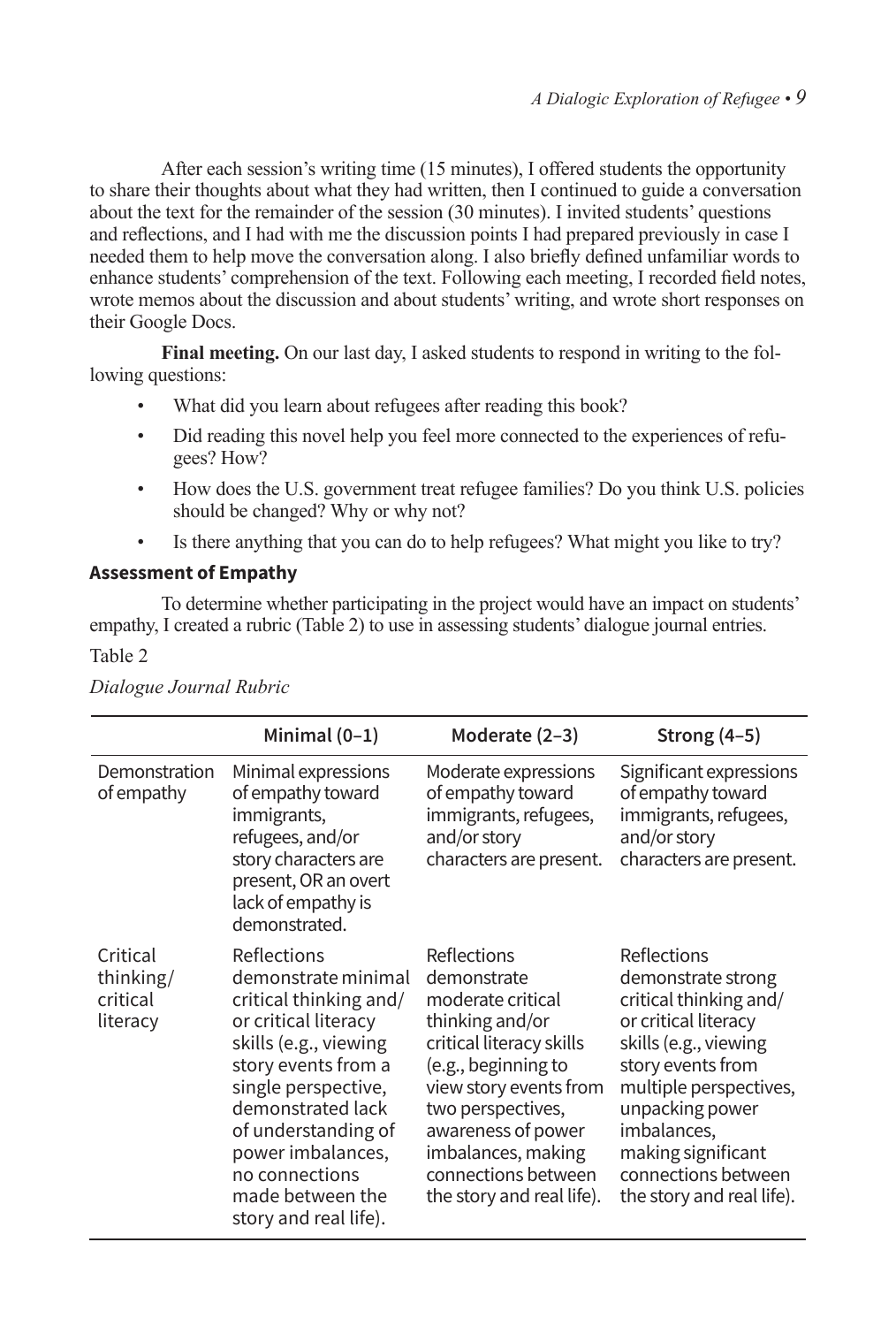After each session's writing time (15 minutes), I offered students the opportunity to share their thoughts about what they had written, then I continued to guide a conversation about the text for the remainder of the session (30 minutes). I invited students' questions and reflections, and I had with me the discussion points I had prepared previously in case I needed them to help move the conversation along. I also briefly defined unfamiliar words to enhance students' comprehension of the text. Following each meeting, I recorded field notes, wrote memos about the discussion and about students' writing, and wrote short responses on their Google Docs.

**Final meeting.** On our last day, I asked students to respond in writing to the following questions:

- What did you learn about refugees after reading this book?
- Did reading this novel help you feel more connected to the experiences of refugees? How?
- How does the U.S. government treat refugee families? Do you think U.S. policies should be changed? Why or why not?
- Is there anything that you can do to help refugees? What might you like to try?

### Assessment of Empathy

To determine whether participating in the project would have an impact on students' empathy, I created a rubric (Table 2) to use in assessing students' dialogue journal entries.

Table 2

*Dialogue Journal Rubric*

| | Minimal (0–1) | Moderate (2–3) | Strong (4–5) |
|---|---|---|---|
| Demonstration of empathy | Minimal expressions of empathy toward immigrants, refugees, and/or story characters are present, OR an overt lack of empathy is demonstrated. | Moderate expressions of empathy toward immigrants, refugees, and/or story characters are present. | Significant expressions of empathy toward immigrants, refugees, and/or story characters are present. |
| Critical thinking/ critical literacy | Reflections demonstrate minimal critical thinking and/ or critical literacy skills (e.g., viewing story events from a single perspective, demonstrated lack of understanding of power imbalances, no connections made between the story and real life). | Reflections demonstrate moderate critical thinking and/or critical literacy skills (e.g., beginning to view story events from two perspectives, awareness of power imbalances, making connections between the story and real life). | Reflections demonstrate strong critical thinking and/ or critical literacy skills (e.g., viewing story events from multiple perspectives, unpacking power imbalances, making significant connections between the story and real life). |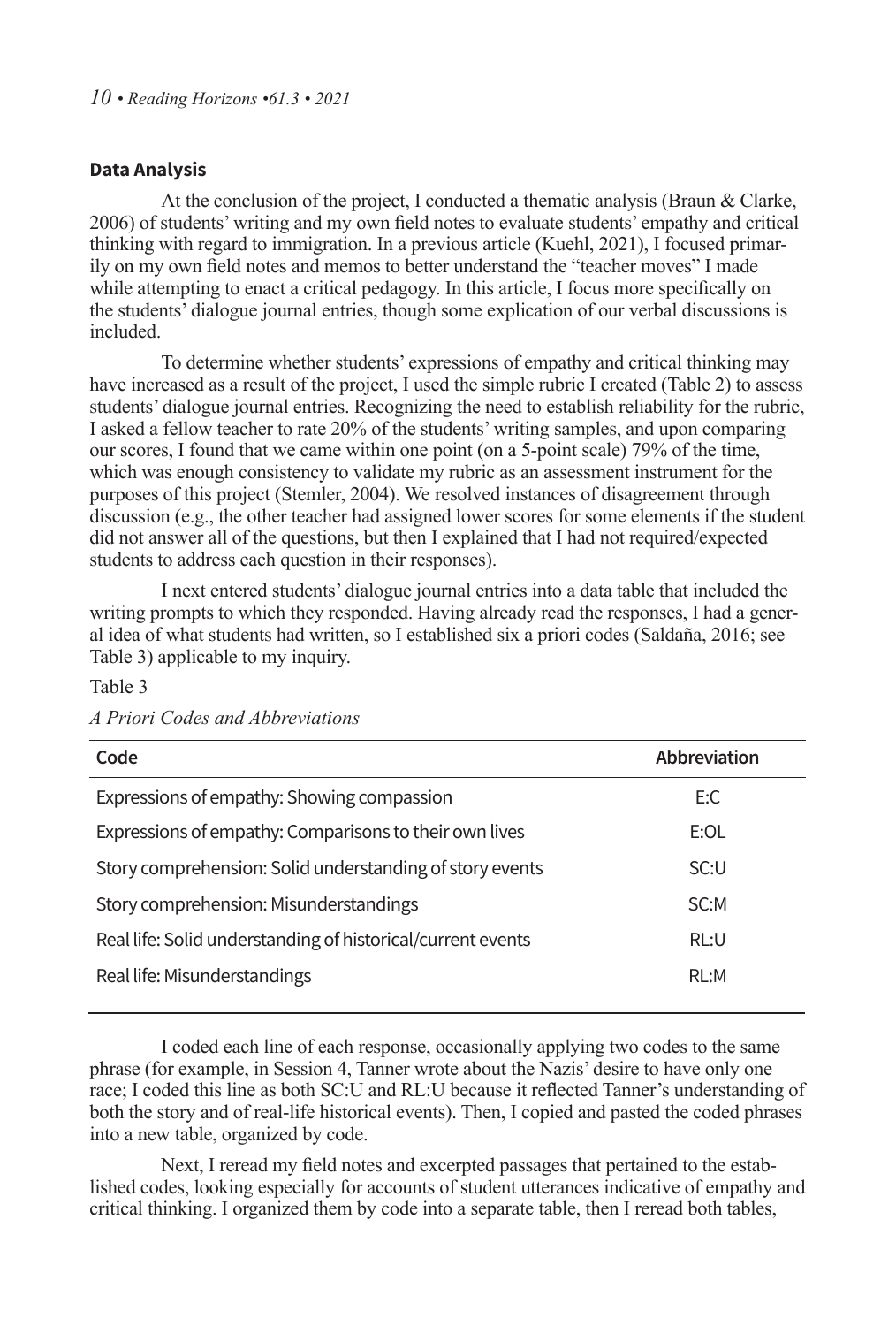## Data Analysis

At the conclusion of the project, I conducted a thematic analysis (Braun & Clarke, 2006) of students' writing and my own field notes to evaluate students' empathy and critical thinking with regard to immigration. In a previous article (Kuehl, 2021), I focused primarily on my own field notes and memos to better understand the "teacher moves" I made while attempting to enact a critical pedagogy. In this article, I focus more specifically on the students' dialogue journal entries, though some explication of our verbal discussions is included.

To determine whether students' expressions of empathy and critical thinking may have increased as a result of the project, I used the simple rubric I created (Table 2) to assess students' dialogue journal entries. Recognizing the need to establish reliability for the rubric, I asked a fellow teacher to rate 20% of the students' writing samples, and upon comparing our scores, I found that we came within one point (on a 5-point scale) 79% of the time, which was enough consistency to validate my rubric as an assessment instrument for the purposes of this project (Stemler, 2004). We resolved instances of disagreement through discussion (e.g., the other teacher had assigned lower scores for some elements if the student did not answer all of the questions, but then I explained that I had not required/expected students to address each question in their responses).

I next entered students' dialogue journal entries into a data table that included the writing prompts to which they responded. Having already read the responses, I had a general idea of what students had written, so I established six a priori codes (Saldaña, 2016; see Table 3) applicable to my inquiry.

Table 3

*A Priori Codes and Abbreviations*

| Code | Abbreviation |
|---|---|
| Expressions of empathy: Showing compassion | E:C |
| Expressions of empathy: Comparisons to their own lives | E:OL |
| Story comprehension: Solid understanding of story events | SC:U |
| Story comprehension: Misunderstandings | SC:M |
| Real life: Solid understanding of historical/current events | RL:U |
| Real life: Misunderstandings | RL:M |

I coded each line of each response, occasionally applying two codes to the same phrase (for example, in Session 4, Tanner wrote about the Nazis' desire to have only one race; I coded this line as both SC:U and RL:U because it reflected Tanner's understanding of both the story and of real-life historical events). Then, I copied and pasted the coded phrases into a new table, organized by code.

Next, I reread my field notes and excerpted passages that pertained to the established codes, looking especially for accounts of student utterances indicative of empathy and critical thinking. I organized them by code into a separate table, then I reread both tables,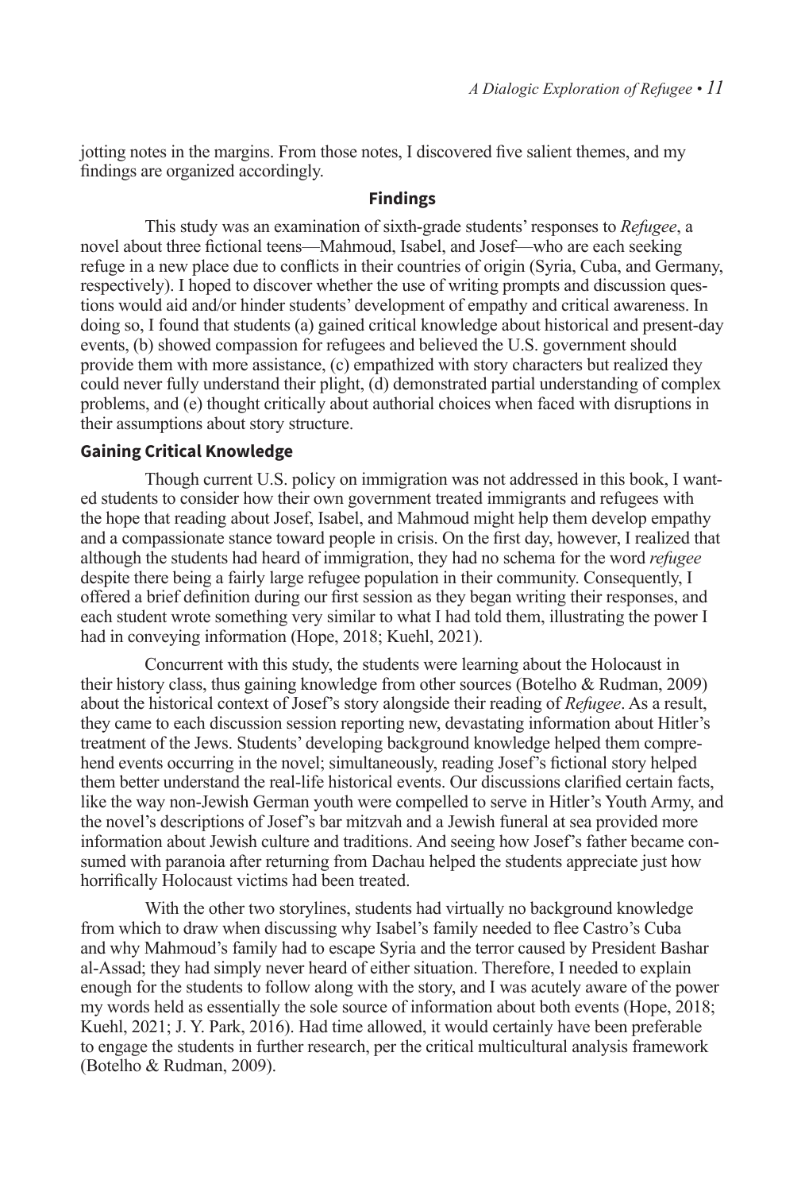jotting notes in the margins. From those notes, I discovered five salient themes, and my findings are organized accordingly.

## Findings

This study was an examination of sixth-grade students' responses to *Refugee*, a novel about three fictional teens—Mahmoud, Isabel, and Josef—who are each seeking refuge in a new place due to conflicts in their countries of origin (Syria, Cuba, and Germany, respectively). I hoped to discover whether the use of writing prompts and discussion questions would aid and/or hinder students' development of empathy and critical awareness. In doing so, I found that students (a) gained critical knowledge about historical and present-day events, (b) showed compassion for refugees and believed the U.S. government should provide them with more assistance, (c) empathized with story characters but realized they could never fully understand their plight, (d) demonstrated partial understanding of complex problems, and (e) thought critically about authorial choices when faced with disruptions in their assumptions about story structure.

### Gaining Critical Knowledge

Though current U.S. policy on immigration was not addressed in this book, I wanted students to consider how their own government treated immigrants and refugees with the hope that reading about Josef, Isabel, and Mahmoud might help them develop empathy and a compassionate stance toward people in crisis. On the first day, however, I realized that although the students had heard of immigration, they had no schema for the word *refugee* despite there being a fairly large refugee population in their community. Consequently, I offered a brief definition during our first session as they began writing their responses, and each student wrote something very similar to what I had told them, illustrating the power I had in conveying information (Hope, 2018; Kuehl, 2021).

Concurrent with this study, the students were learning about the Holocaust in their history class, thus gaining knowledge from other sources (Botelho & Rudman, 2009) about the historical context of Josef's story alongside their reading of *Refugee*. As a result, they came to each discussion session reporting new, devastating information about Hitler's treatment of the Jews. Students' developing background knowledge helped them comprehend events occurring in the novel; simultaneously, reading Josef's fictional story helped them better understand the real-life historical events. Our discussions clarified certain facts, like the way non-Jewish German youth were compelled to serve in Hitler's Youth Army, and the novel's descriptions of Josef's bar mitzvah and a Jewish funeral at sea provided more information about Jewish culture and traditions. And seeing how Josef's father became consumed with paranoia after returning from Dachau helped the students appreciate just how horrifically Holocaust victims had been treated.

With the other two storylines, students had virtually no background knowledge from which to draw when discussing why Isabel's family needed to flee Castro's Cuba and why Mahmoud's family had to escape Syria and the terror caused by President Bashar al-Assad; they had simply never heard of either situation. Therefore, I needed to explain enough for the students to follow along with the story, and I was acutely aware of the power my words held as essentially the sole source of information about both events (Hope, 2018; Kuehl, 2021; J. Y. Park, 2016). Had time allowed, it would certainly have been preferable to engage the students in further research, per the critical multicultural analysis framework (Botelho & Rudman, 2009).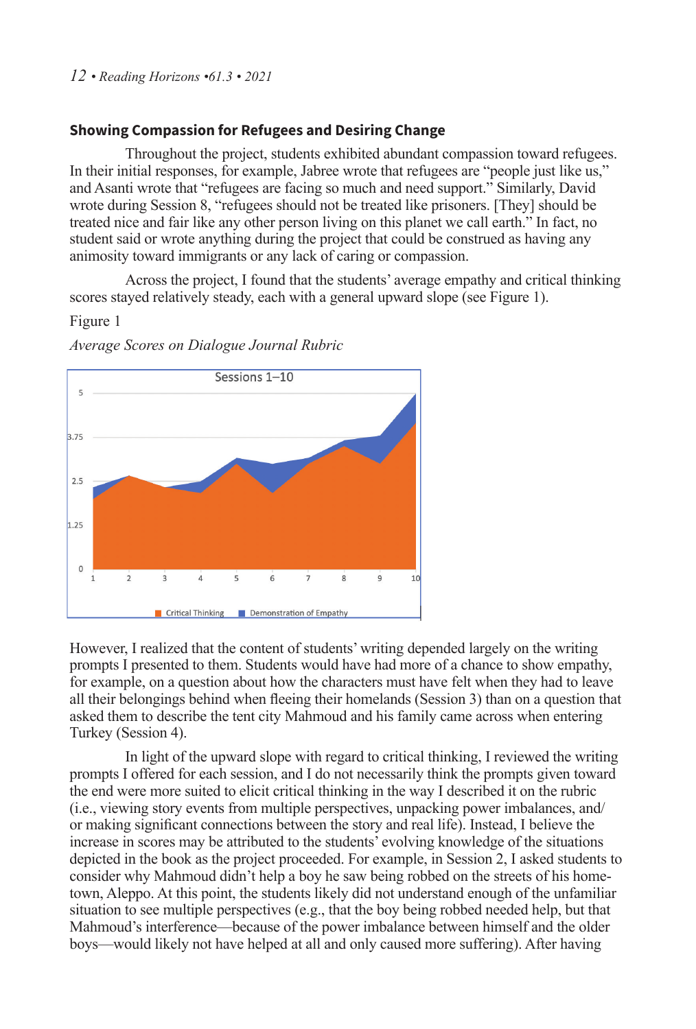## Showing Compassion for Refugees and Desiring Change

Throughout the project, students exhibited abundant compassion toward refugees. In their initial responses, for example, Jabree wrote that refugees are "people just like us," and Asanti wrote that "refugees are facing so much and need support." Similarly, David wrote during Session 8, "refugees should not be treated like prisoners. [They] should be treated nice and fair like any other person living on this planet we call earth." In fact, no student said or wrote anything during the project that could be construed as having any animosity toward immigrants or any lack of caring or compassion.

Across the project, I found that the students' average empathy and critical thinking scores stayed relatively steady, each with a general upward slope (see Figure 1).

Figure 1

*Average Scores on Dialogue Journal Rubric*

Sessions 1–10

Critical Thinking · Demonstration of Empathy

However, I realized that the content of students' writing depended largely on the writing prompts I presented to them. Students would have had more of a chance to show empathy, for example, on a question about how the characters must have felt when they had to leave all their belongings behind when fleeing their homelands (Session 3) than on a question that asked them to describe the tent city Mahmoud and his family came across when entering Turkey (Session 4).

In light of the upward slope with regard to critical thinking, I reviewed the writing prompts I offered for each session, and I do not necessarily think the prompts given toward the end were more suited to elicit critical thinking in the way I described it on the rubric (i.e., viewing story events from multiple perspectives, unpacking power imbalances, and/or making significant connections between the story and real life). Instead, I believe the increase in scores may be attributed to the students' evolving knowledge of the situations depicted in the book as the project proceeded. For example, in Session 2, I asked students to consider why Mahmoud didn't help a boy he saw being robbed on the streets of his hometown, Aleppo. At this point, the students likely did not understand enough of the unfamiliar situation to see multiple perspectives (e.g., that the boy being robbed needed help, but that Mahmoud's interference—because of the power imbalance between himself and the older boys—would likely not have helped at all and only caused more suffering). After having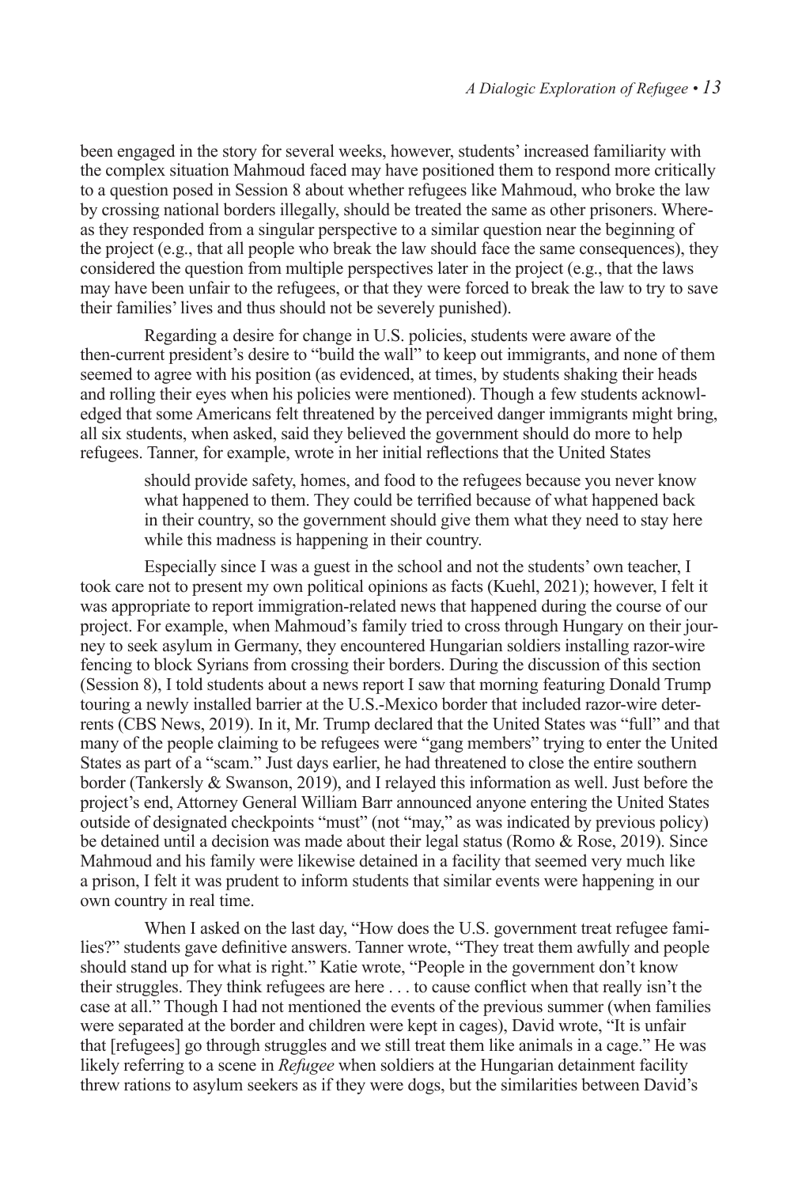been engaged in the story for several weeks, however, students' increased familiarity with the complex situation Mahmoud faced may have positioned them to respond more critically to a question posed in Session 8 about whether refugees like Mahmoud, who broke the law by crossing national borders illegally, should be treated the same as other prisoners. Whereas they responded from a singular perspective to a similar question near the beginning of the project (e.g., that all people who break the law should face the same consequences), they considered the question from multiple perspectives later in the project (e.g., that the laws may have been unfair to the refugees, or that they were forced to break the law to try to save their families' lives and thus should not be severely punished).

Regarding a desire for change in U.S. policies, students were aware of the then-current president's desire to "build the wall" to keep out immigrants, and none of them seemed to agree with his position (as evidenced, at times, by students shaking their heads and rolling their eyes when his policies were mentioned). Though a few students acknowledged that some Americans felt threatened by the perceived danger immigrants might bring, all six students, when asked, said they believed the government should do more to help refugees. Tanner, for example, wrote in her initial reflections that the United States

> should provide safety, homes, and food to the refugees because you never know what happened to them. They could be terrified because of what happened back in their country, so the government should give them what they need to stay here while this madness is happening in their country.

Especially since I was a guest in the school and not the students' own teacher, I took care not to present my own political opinions as facts (Kuehl, 2021); however, I felt it was appropriate to report immigration-related news that happened during the course of our project. For example, when Mahmoud's family tried to cross through Hungary on their journey to seek asylum in Germany, they encountered Hungarian soldiers installing razor-wire fencing to block Syrians from crossing their borders. During the discussion of this section (Session 8), I told students about a news report I saw that morning featuring Donald Trump touring a newly installed barrier at the U.S.-Mexico border that included razor-wire deterrents (CBS News, 2019). In it, Mr. Trump declared that the United States was "full" and that many of the people claiming to be refugees were "gang members" trying to enter the United States as part of a "scam." Just days earlier, he had threatened to close the entire southern border (Tankersly & Swanson, 2019), and I relayed this information as well. Just before the project's end, Attorney General William Barr announced anyone entering the United States outside of designated checkpoints "must" (not "may," as was indicated by previous policy) be detained until a decision was made about their legal status (Romo & Rose, 2019). Since Mahmoud and his family were likewise detained in a facility that seemed very much like a prison, I felt it was prudent to inform students that similar events were happening in our own country in real time.

When I asked on the last day, "How does the U.S. government treat refugee families?" students gave definitive answers. Tanner wrote, "They treat them awfully and people should stand up for what is right." Katie wrote, "People in the government don't know their struggles. They think refugees are here . . . to cause conflict when that really isn't the case at all." Though I had not mentioned the events of the previous summer (when families were separated at the border and children were kept in cages), David wrote, "It is unfair that [refugees] go through struggles and we still treat them like animals in a cage." He was likely referring to a scene in *Refugee* when soldiers at the Hungarian detainment facility threw rations to asylum seekers as if they were dogs, but the similarities between David's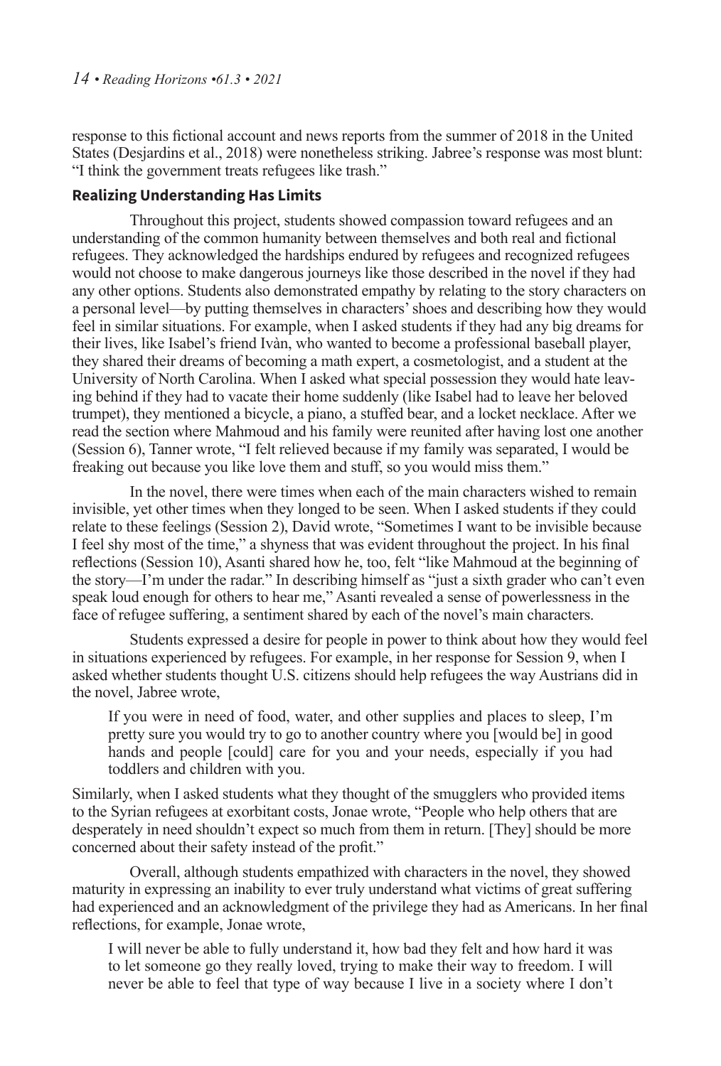response to this fictional account and news reports from the summer of 2018 in the United States (Desjardins et al., 2018) were nonetheless striking. Jabree's response was most blunt: "I think the government treats refugees like trash."

### Realizing Understanding Has Limits

Throughout this project, students showed compassion toward refugees and an understanding of the common humanity between themselves and both real and fictional refugees. They acknowledged the hardships endured by refugees and recognized refugees would not choose to make dangerous journeys like those described in the novel if they had any other options. Students also demonstrated empathy by relating to the story characters on a personal level—by putting themselves in characters' shoes and describing how they would feel in similar situations. For example, when I asked students if they had any big dreams for their lives, like Isabel's friend Ivàn, who wanted to become a professional baseball player, they shared their dreams of becoming a math expert, a cosmetologist, and a student at the University of North Carolina. When I asked what special possession they would hate leaving behind if they had to vacate their home suddenly (like Isabel had to leave her beloved trumpet), they mentioned a bicycle, a piano, a stuffed bear, and a locket necklace. After we read the section where Mahmoud and his family were reunited after having lost one another (Session 6), Tanner wrote, "I felt relieved because if my family was separated, I would be freaking out because you like love them and stuff, so you would miss them."

In the novel, there were times when each of the main characters wished to remain invisible, yet other times when they longed to be seen. When I asked students if they could relate to these feelings (Session 2), David wrote, "Sometimes I want to be invisible because I feel shy most of the time," a shyness that was evident throughout the project. In his final reflections (Session 10), Asanti shared how he, too, felt "like Mahmoud at the beginning of the story—I'm under the radar." In describing himself as "just a sixth grader who can't even speak loud enough for others to hear me," Asanti revealed a sense of powerlessness in the face of refugee suffering, a sentiment shared by each of the novel's main characters.

Students expressed a desire for people in power to think about how they would feel in situations experienced by refugees. For example, in her response for Session 9, when I asked whether students thought U.S. citizens should help refugees the way Austrians did in the novel, Jabree wrote,

> If you were in need of food, water, and other supplies and places to sleep, I'm pretty sure you would try to go to another country where you [would be] in good hands and people [could] care for you and your needs, especially if you had toddlers and children with you.

Similarly, when I asked students what they thought of the smugglers who provided items to the Syrian refugees at exorbitant costs, Jonae wrote, "People who help others that are desperately in need shouldn't expect so much from them in return. [They] should be more concerned about their safety instead of the profit."

Overall, although students empathized with characters in the novel, they showed maturity in expressing an inability to ever truly understand what victims of great suffering had experienced and an acknowledgment of the privilege they had as Americans. In her final reflections, for example, Jonae wrote,

> I will never be able to fully understand it, how bad they felt and how hard it was to let someone go they really loved, trying to make their way to freedom. I will never be able to feel that type of way because I live in a society where I don't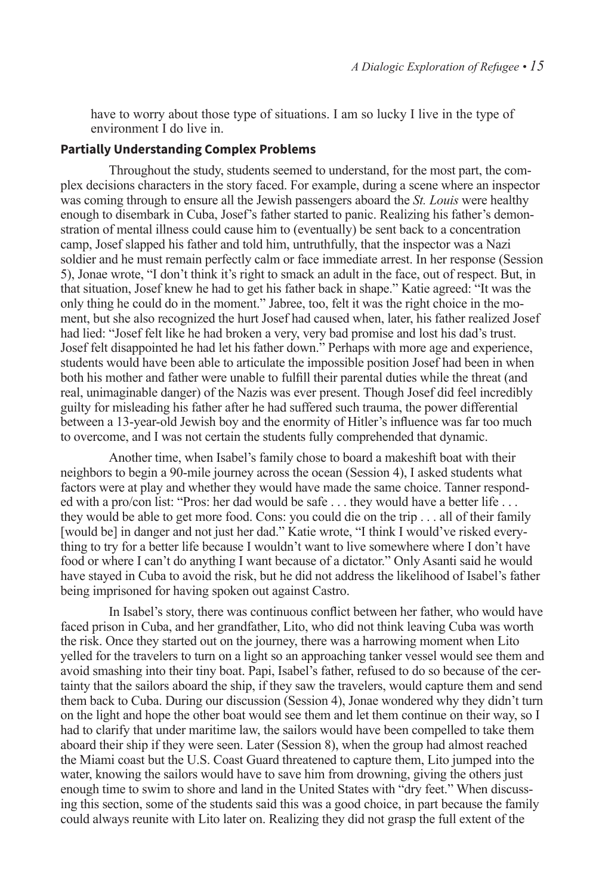have to worry about those type of situations. I am so lucky I live in the type of environment I do live in.

### Partially Understanding Complex Problems

Throughout the study, students seemed to understand, for the most part, the complex decisions characters in the story faced. For example, during a scene where an inspector was coming through to ensure all the Jewish passengers aboard the *St. Louis* were healthy enough to disembark in Cuba, Josef's father started to panic. Realizing his father's demonstration of mental illness could cause him to (eventually) be sent back to a concentration camp, Josef slapped his father and told him, untruthfully, that the inspector was a Nazi soldier and he must remain perfectly calm or face immediate arrest. In her response (Session 5), Jonae wrote, "I don't think it's right to smack an adult in the face, out of respect. But, in that situation, Josef knew he had to get his father back in shape." Katie agreed: "It was the only thing he could do in the moment." Jabree, too, felt it was the right choice in the moment, but she also recognized the hurt Josef had caused when, later, his father realized Josef had lied: "Josef felt like he had broken a very, very bad promise and lost his dad's trust. Josef felt disappointed he had let his father down." Perhaps with more age and experience, students would have been able to articulate the impossible position Josef had been in when both his mother and father were unable to fulfill their parental duties while the threat (and real, unimaginable danger) of the Nazis was ever present. Though Josef did feel incredibly guilty for misleading his father after he had suffered such trauma, the power differential between a 13-year-old Jewish boy and the enormity of Hitler's influence was far too much to overcome, and I was not certain the students fully comprehended that dynamic.

Another time, when Isabel's family chose to board a makeshift boat with their neighbors to begin a 90-mile journey across the ocean (Session 4), I asked students what factors were at play and whether they would have made the same choice. Tanner responded with a pro/con list: "Pros: her dad would be safe . . . they would have a better life . . . they would be able to get more food. Cons: you could die on the trip . . . all of their family [would be] in danger and not just her dad." Katie wrote, "I think I would've risked everything to try for a better life because I wouldn't want to live somewhere where I don't have food or where I can't do anything I want because of a dictator." Only Asanti said he would have stayed in Cuba to avoid the risk, but he did not address the likelihood of Isabel's father being imprisoned for having spoken out against Castro.

In Isabel's story, there was continuous conflict between her father, who would have faced prison in Cuba, and her grandfather, Lito, who did not think leaving Cuba was worth the risk. Once they started out on the journey, there was a harrowing moment when Lito yelled for the travelers to turn on a light so an approaching tanker vessel would see them and avoid smashing into their tiny boat. Papi, Isabel's father, refused to do so because of the certainty that the sailors aboard the ship, if they saw the travelers, would capture them and send them back to Cuba. During our discussion (Session 4), Jonae wondered why they didn't turn on the light and hope the other boat would see them and let them continue on their way, so I had to clarify that under maritime law, the sailors would have been compelled to take them aboard their ship if they were seen. Later (Session 8), when the group had almost reached the Miami coast but the U.S. Coast Guard threatened to capture them, Lito jumped into the water, knowing the sailors would have to save him from drowning, giving the others just enough time to swim to shore and land in the United States with "dry feet." When discussing this section, some of the students said this was a good choice, in part because the family could always reunite with Lito later on. Realizing they did not grasp the full extent of the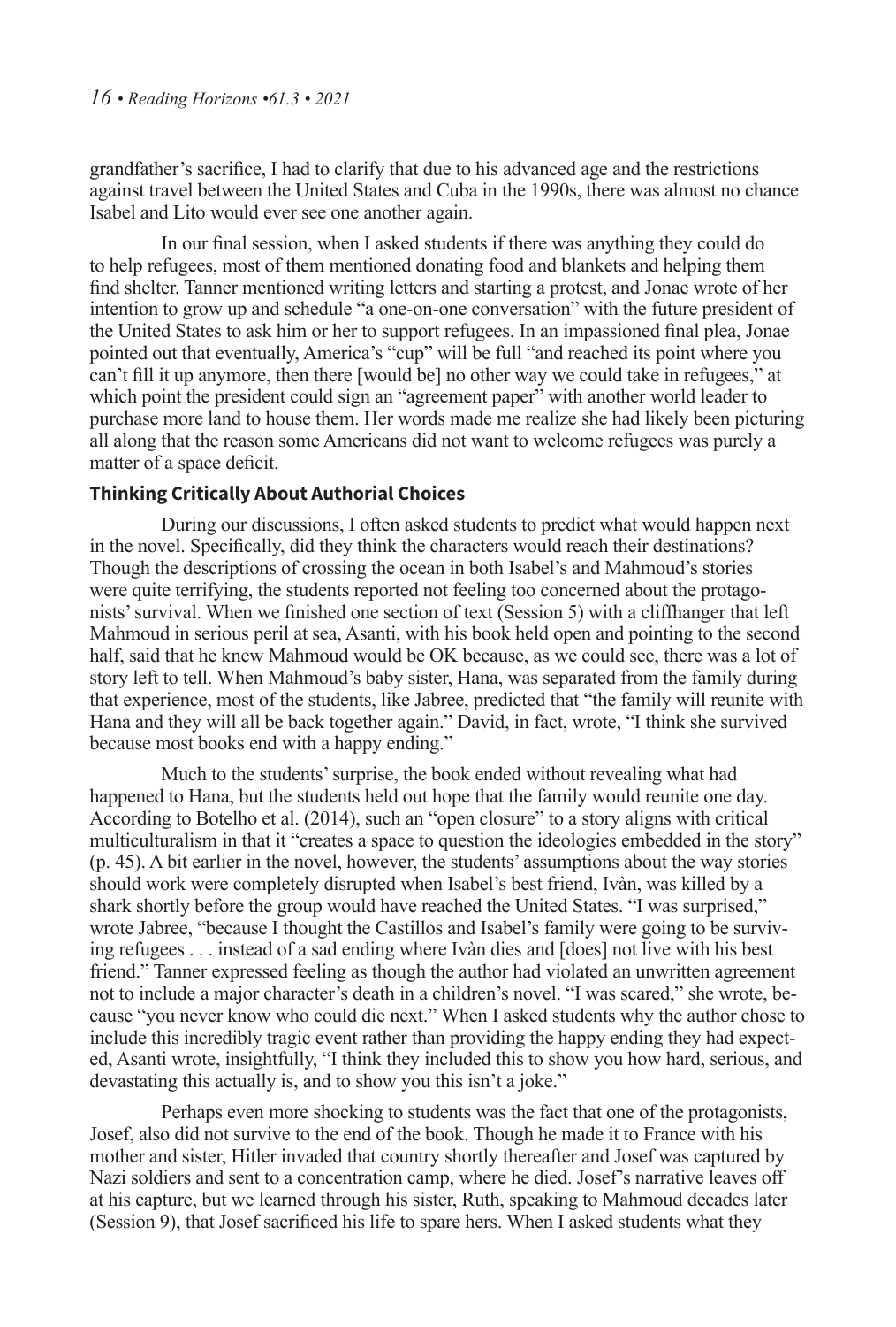grandfather's sacrifice, I had to clarify that due to his advanced age and the restrictions against travel between the United States and Cuba in the 1990s, there was almost no chance Isabel and Lito would ever see one another again.

In our final session, when I asked students if there was anything they could do to help refugees, most of them mentioned donating food and blankets and helping them find shelter. Tanner mentioned writing letters and starting a protest, and Jonae wrote of her intention to grow up and schedule "a one-on-one conversation" with the future president of the United States to ask him or her to support refugees. In an impassioned final plea, Jonae pointed out that eventually, America's "cup" will be full "and reached its point where you can't fill it up anymore, then there [would be] no other way we could take in refugees," at which point the president could sign an "agreement paper" with another world leader to purchase more land to house them. Her words made me realize she had likely been picturing all along that the reason some Americans did not want to welcome refugees was purely a matter of a space deficit.

### Thinking Critically About Authorial Choices

During our discussions, I often asked students to predict what would happen next in the novel. Specifically, did they think the characters would reach their destinations? Though the descriptions of crossing the ocean in both Isabel's and Mahmoud's stories were quite terrifying, the students reported not feeling too concerned about the protagonists' survival. When we finished one section of text (Session 5) with a cliffhanger that left Mahmoud in serious peril at sea, Asanti, with his book held open and pointing to the second half, said that he knew Mahmoud would be OK because, as we could see, there was a lot of story left to tell. When Mahmoud's baby sister, Hana, was separated from the family during that experience, most of the students, like Jabree, predicted that "the family will reunite with Hana and they will all be back together again." David, in fact, wrote, "I think she survived because most books end with a happy ending."

Much to the students' surprise, the book ended without revealing what had happened to Hana, but the students held out hope that the family would reunite one day. According to Botelho et al. (2014), such an "open closure" to a story aligns with critical multiculturalism in that it "creates a space to question the ideologies embedded in the story" (p. 45). A bit earlier in the novel, however, the students' assumptions about the way stories should work were completely disrupted when Isabel's best friend, Ivàn, was killed by a shark shortly before the group would have reached the United States. "I was surprised," wrote Jabree, "because I thought the Castillos and Isabel's family were going to be surviving refugees . . . instead of a sad ending where Ivàn dies and [does] not live with his best friend." Tanner expressed feeling as though the author had violated an unwritten agreement not to include a major character's death in a children's novel. "I was scared," she wrote, because "you never know who could die next." When I asked students why the author chose to include this incredibly tragic event rather than providing the happy ending they had expected, Asanti wrote, insightfully, "I think they included this to show you how hard, serious, and devastating this actually is, and to show you this isn't a joke."

Perhaps even more shocking to students was the fact that one of the protagonists, Josef, also did not survive to the end of the book. Though he made it to France with his mother and sister, Hitler invaded that country shortly thereafter and Josef was captured by Nazi soldiers and sent to a concentration camp, where he died. Josef's narrative leaves off at his capture, but we learned through his sister, Ruth, speaking to Mahmoud decades later (Session 9), that Josef sacrificed his life to spare hers. When I asked students what they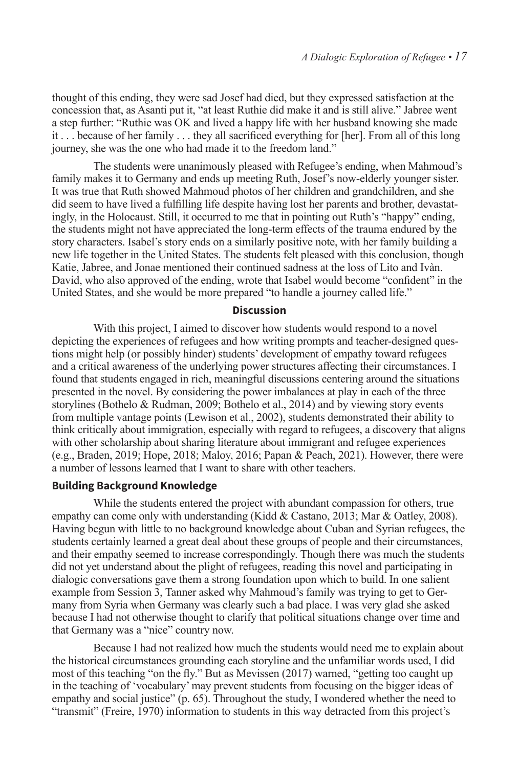thought of this ending, they were sad Josef had died, but they expressed satisfaction at the concession that, as Asanti put it, "at least Ruthie did make it and is still alive." Jabree went a step further: "Ruthie was OK and lived a happy life with her husband knowing she made it . . . because of her family . . . they all sacrificed everything for [her]. From all of this long journey, she was the one who had made it to the freedom land."

The students were unanimously pleased with Refugee's ending, when Mahmoud's family makes it to Germany and ends up meeting Ruth, Josef's now-elderly younger sister. It was true that Ruth showed Mahmoud photos of her children and grandchildren, and she did seem to have lived a fulfilling life despite having lost her parents and brother, devastatingly, in the Holocaust. Still, it occurred to me that in pointing out Ruth's "happy" ending, the students might not have appreciated the long-term effects of the trauma endured by the story characters. Isabel's story ends on a similarly positive note, with her family building a new life together in the United States. The students felt pleased with this conclusion, though Katie, Jabree, and Jonae mentioned their continued sadness at the loss of Lito and Ivàn. David, who also approved of the ending, wrote that Isabel would become "confident" in the United States, and she would be more prepared "to handle a journey called life."

## Discussion

With this project, I aimed to discover how students would respond to a novel depicting the experiences of refugees and how writing prompts and teacher-designed questions might help (or possibly hinder) students' development of empathy toward refugees and a critical awareness of the underlying power structures affecting their circumstances. I found that students engaged in rich, meaningful discussions centering around the situations presented in the novel. By considering the power imbalances at play in each of the three storylines (Bothelo & Rudman, 2009; Bothelo et al., 2014) and by viewing story events from multiple vantage points (Lewison et al., 2002), students demonstrated their ability to think critically about immigration, especially with regard to refugees, a discovery that aligns with other scholarship about sharing literature about immigrant and refugee experiences (e.g., Braden, 2019; Hope, 2018; Maloy, 2016; Papan & Peach, 2021). However, there were a number of lessons learned that I want to share with other teachers.

### Building Background Knowledge

While the students entered the project with abundant compassion for others, true empathy can come only with understanding (Kidd & Castano, 2013; Mar & Oatley, 2008). Having begun with little to no background knowledge about Cuban and Syrian refugees, the students certainly learned a great deal about these groups of people and their circumstances, and their empathy seemed to increase correspondingly. Though there was much the students did not yet understand about the plight of refugees, reading this novel and participating in dialogic conversations gave them a strong foundation upon which to build. In one salient example from Session 3, Tanner asked why Mahmoud's family was trying to get to Germany from Syria when Germany was clearly such a bad place. I was very glad she asked because I had not otherwise thought to clarify that political situations change over time and that Germany was a "nice" country now.

Because I had not realized how much the students would need me to explain about the historical circumstances grounding each storyline and the unfamiliar words used, I did most of this teaching "on the fly." But as Mevissen (2017) warned, "getting too caught up in the teaching of 'vocabulary' may prevent students from focusing on the bigger ideas of empathy and social justice" (p. 65). Throughout the study, I wondered whether the need to "transmit" (Freire, 1970) information to students in this way detracted from this project's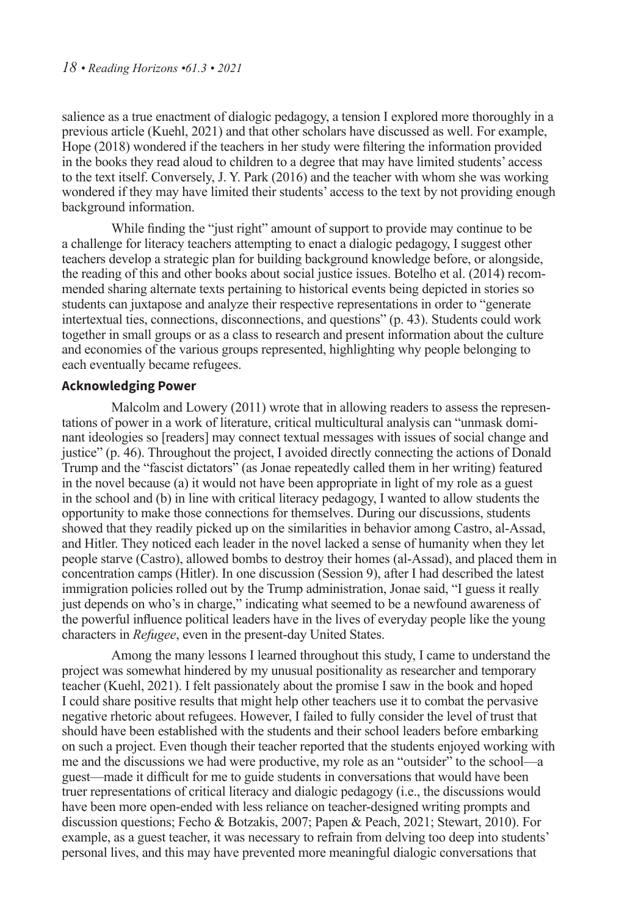salience as a true enactment of dialogic pedagogy, a tension I explored more thoroughly in a previous article (Kuehl, 2021) and that other scholars have discussed as well. For example, Hope (2018) wondered if the teachers in her study were filtering the information provided in the books they read aloud to children to a degree that may have limited students' access to the text itself. Conversely, J. Y. Park (2016) and the teacher with whom she was working wondered if they may have limited their students' access to the text by not providing enough background information.

While finding the "just right" amount of support to provide may continue to be a challenge for literacy teachers attempting to enact a dialogic pedagogy, I suggest other teachers develop a strategic plan for building background knowledge before, or alongside, the reading of this and other books about social justice issues. Botelho et al. (2014) recommended sharing alternate texts pertaining to historical events being depicted in stories so students can juxtapose and analyze their respective representations in order to "generate intertextual ties, connections, disconnections, and questions" (p. 43). Students could work together in small groups or as a class to research and present information about the culture and economies of the various groups represented, highlighting why people belonging to each eventually became refugees.

### Acknowledging Power

Malcolm and Lowery (2011) wrote that in allowing readers to assess the representations of power in a work of literature, critical multicultural analysis can "unmask dominant ideologies so [readers] may connect textual messages with issues of social change and justice" (p. 46). Throughout the project, I avoided directly connecting the actions of Donald Trump and the "fascist dictators" (as Jonae repeatedly called them in her writing) featured in the novel because (a) it would not have been appropriate in light of my role as a guest in the school and (b) in line with critical literacy pedagogy, I wanted to allow students the opportunity to make those connections for themselves. During our discussions, students showed that they readily picked up on the similarities in behavior among Castro, al-Assad, and Hitler. They noticed each leader in the novel lacked a sense of humanity when they let people starve (Castro), allowed bombs to destroy their homes (al-Assad), and placed them in concentration camps (Hitler). In one discussion (Session 9), after I had described the latest immigration policies rolled out by the Trump administration, Jonae said, "I guess it really just depends on who's in charge," indicating what seemed to be a newfound awareness of the powerful influence political leaders have in the lives of everyday people like the young characters in *Refugee*, even in the present-day United States.

Among the many lessons I learned throughout this study, I came to understand the project was somewhat hindered by my unusual positionality as researcher and temporary teacher (Kuehl, 2021). I felt passionately about the promise I saw in the book and hoped I could share positive results that might help other teachers use it to combat the pervasive negative rhetoric about refugees. However, I failed to fully consider the level of trust that should have been established with the students and their school leaders before embarking on such a project. Even though their teacher reported that the students enjoyed working with me and the discussions we had were productive, my role as an "outsider" to the school—a guest—made it difficult for me to guide students in conversations that would have been truer representations of critical literacy and dialogic pedagogy (i.e., the discussions would have been more open-ended with less reliance on teacher-designed writing prompts and discussion questions; Fecho & Botzakis, 2007; Papen & Peach, 2021; Stewart, 2010). For example, as a guest teacher, it was necessary to refrain from delving too deep into students' personal lives, and this may have prevented more meaningful dialogic conversations that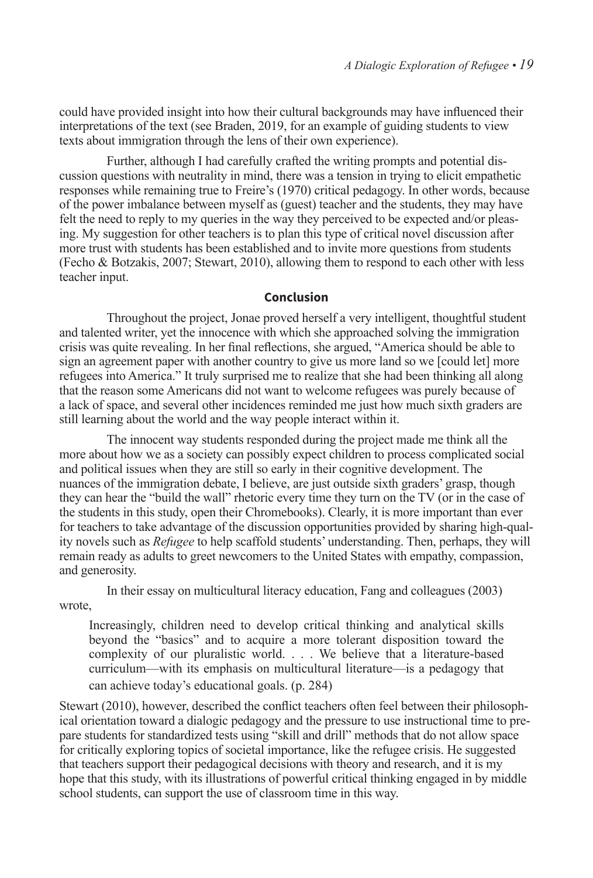could have provided insight into how their cultural backgrounds may have influenced their interpretations of the text (see Braden, 2019, for an example of guiding students to view texts about immigration through the lens of their own experience).

Further, although I had carefully crafted the writing prompts and potential discussion questions with neutrality in mind, there was a tension in trying to elicit empathetic responses while remaining true to Freire's (1970) critical pedagogy. In other words, because of the power imbalance between myself as (guest) teacher and the students, they may have felt the need to reply to my queries in the way they perceived to be expected and/or pleasing. My suggestion for other teachers is to plan this type of critical novel discussion after more trust with students has been established and to invite more questions from students (Fecho & Botzakis, 2007; Stewart, 2010), allowing them to respond to each other with less teacher input.

## Conclusion

Throughout the project, Jonae proved herself a very intelligent, thoughtful student and talented writer, yet the innocence with which she approached solving the immigration crisis was quite revealing. In her final reflections, she argued, "America should be able to sign an agreement paper with another country to give us more land so we [could let] more refugees into America." It truly surprised me to realize that she had been thinking all along that the reason some Americans did not want to welcome refugees was purely because of a lack of space, and several other incidences reminded me just how much sixth graders are still learning about the world and the way people interact within it.

The innocent way students responded during the project made me think all the more about how we as a society can possibly expect children to process complicated social and political issues when they are still so early in their cognitive development. The nuances of the immigration debate, I believe, are just outside sixth graders' grasp, though they can hear the "build the wall" rhetoric every time they turn on the TV (or in the case of the students in this study, open their Chromebooks). Clearly, it is more important than ever for teachers to take advantage of the discussion opportunities provided by sharing high-quality novels such as *Refugee* to help scaffold students' understanding. Then, perhaps, they will remain ready as adults to greet newcomers to the United States with empathy, compassion, and generosity.

In their essay on multicultural literacy education, Fang and colleagues (2003) wrote,

> Increasingly, children need to develop critical thinking and analytical skills beyond the "basics" and to acquire a more tolerant disposition toward the complexity of our pluralistic world. . . . We believe that a literature-based curriculum—with its emphasis on multicultural literature—is a pedagogy that can achieve today's educational goals. (p. 284)

Stewart (2010), however, described the conflict teachers often feel between their philosophical orientation toward a dialogic pedagogy and the pressure to use instructional time to prepare students for standardized tests using "skill and drill" methods that do not allow space for critically exploring topics of societal importance, like the refugee crisis. He suggested that teachers support their pedagogical decisions with theory and research, and it is my hope that this study, with its illustrations of powerful critical thinking engaged in by middle school students, can support the use of classroom time in this way.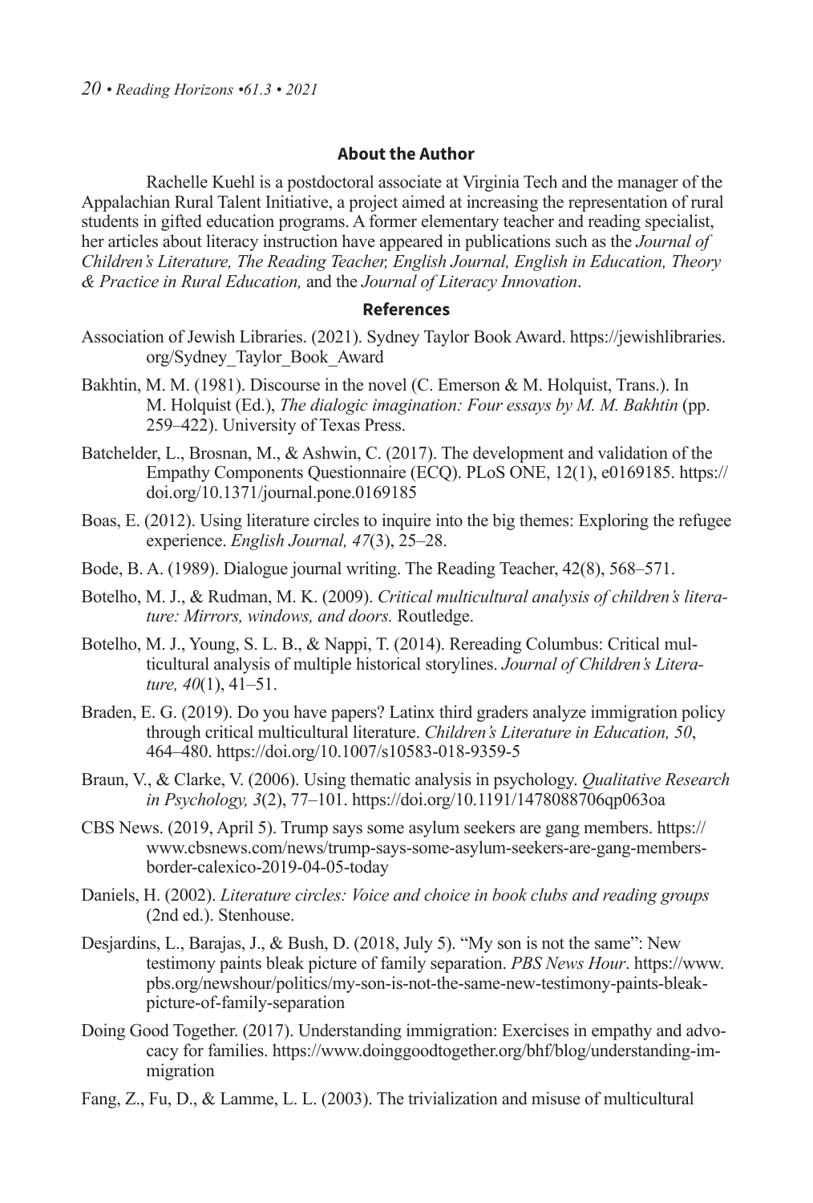## About the Author

Rachelle Kuehl is a postdoctoral associate at Virginia Tech and the manager of the Appalachian Rural Talent Initiative, a project aimed at increasing the representation of rural students in gifted education programs. A former elementary teacher and reading specialist, her articles about literacy instruction have appeared in publications such as the *Journal of Children's Literature, The Reading Teacher, English Journal, English in Education, Theory & Practice in Rural Education,* and the *Journal of Literacy Innovation*.

## References

Association of Jewish Libraries. (2021). Sydney Taylor Book Award. https://jewishlibraries.org/Sydney_Taylor_Book_Award

Bakhtin, M. M. (1981). Discourse in the novel (C. Emerson & M. Holquist, Trans.). In M. Holquist (Ed.), *The dialogic imagination: Four essays by M. M. Bakhtin* (pp. 259–422). University of Texas Press.

Batchelder, L., Brosnan, M., & Ashwin, C. (2017). The development and validation of the Empathy Components Questionnaire (ECQ). PLoS ONE, 12(1), e0169185. https://doi.org/10.1371/journal.pone.0169185

Boas, E. (2012). Using literature circles to inquire into the big themes: Exploring the refugee experience. *English Journal, 47*(3), 25–28.

Bode, B. A. (1989). Dialogue journal writing. The Reading Teacher, 42(8), 568–571.

Botelho, M. J., & Rudman, M. K. (2009). *Critical multicultural analysis of children's literature: Mirrors, windows, and doors.* Routledge.

Botelho, M. J., Young, S. L. B., & Nappi, T. (2014). Rereading Columbus: Critical multicultural analysis of multiple historical storylines. *Journal of Children's Literature, 40*(1), 41–51.

Braden, E. G. (2019). Do you have papers? Latinx third graders analyze immigration policy through critical multicultural literature. *Children's Literature in Education, 50*, 464–480. https://doi.org/10.1007/s10583-018-9359-5

Braun, V., & Clarke, V. (2006). Using thematic analysis in psychology. *Qualitative Research in Psychology, 3*(2), 77–101. https://doi.org/10.1191/1478088706qp063oa

CBS News. (2019, April 5). Trump says some asylum seekers are gang members. https://www.cbsnews.com/news/trump-says-some-asylum-seekers-are-gang-members-border-calexico-2019-04-05-today

Daniels, H. (2002). *Literature circles: Voice and choice in book clubs and reading groups* (2nd ed.). Stenhouse.

Desjardins, L., Barajas, J., & Bush, D. (2018, July 5). "My son is not the same": New testimony paints bleak picture of family separation. *PBS News Hour*. https://www.pbs.org/newshour/politics/my-son-is-not-the-same-new-testimony-paints-bleak-picture-of-family-separation

Doing Good Together. (2017). Understanding immigration: Exercises in empathy and advocacy for families. https://www.doinggoodtogether.org/bhf/blog/understanding-immigration

Fang, Z., Fu, D., & Lamme, L. L. (2003). The trivialization and misuse of multicultural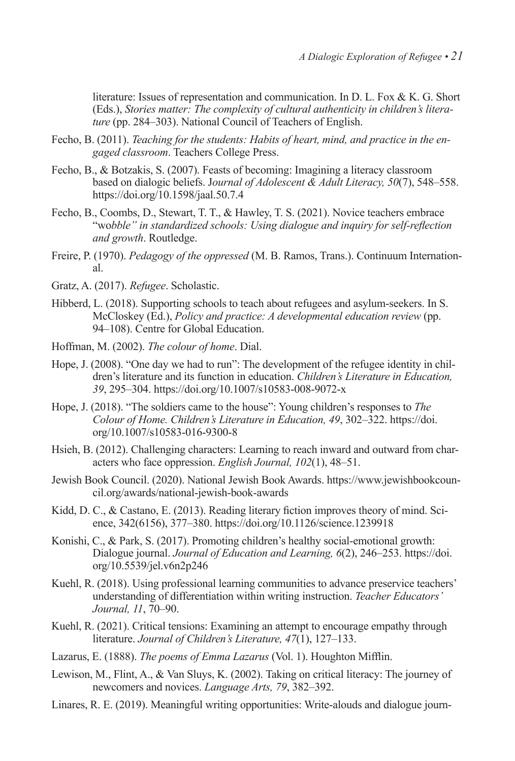literature: Issues of representation and communication. In D. L. Fox & K. G. Short (Eds.), *Stories matter: The complexity of cultural authenticity in children's literature* (pp. 284–303). National Council of Teachers of English.

Fecho, B. (2011). *Teaching for the students: Habits of heart, mind, and practice in the engaged classroom*. Teachers College Press.

Fecho, B., & Botzakis, S. (2007). Feasts of becoming: Imagining a literacy classroom based on dialogic beliefs. J*ournal of Adolescent & Adult Literacy, 50*(7), 548–558. https://doi.org/10.1598/jaal.50.7.4

Fecho, B., Coombs, D., Stewart, T. T., & Hawley, T. S. (2021). Novice teachers embrace "wo*bble" in standardized schools: Using dialogue and inquiry for self-reflection and growth*. Routledge.

Freire, P. (1970). *Pedagogy of the oppressed* (M. B. Ramos, Trans.). Continuum International.

Gratz, A. (2017). *Refugee*. Scholastic.

Hibberd, L. (2018). Supporting schools to teach about refugees and asylum-seekers. In S. McCloskey (Ed.), *Policy and practice: A developmental education review* (pp. 94–108). Centre for Global Education.

Hoffman, M. (2002). *The colour of home*. Dial.

Hope, J. (2008). "One day we had to run": The development of the refugee identity in children's literature and its function in education. *Children's Literature in Education, 39*, 295–304. https://doi.org/10.1007/s10583-008-9072-x

Hope, J. (2018). "The soldiers came to the house": Young children's responses to *The Colour of Home. Children's Literature in Education, 49*, 302–322. https://doi.org/10.1007/s10583-016-9300-8

Hsieh, B. (2012). Challenging characters: Learning to reach inward and outward from characters who face oppression. *English Journal, 102*(1), 48–51.

Jewish Book Council. (2020). National Jewish Book Awards. https://www.jewishbookcouncil.org/awards/national-jewish-book-awards

Kidd, D. C., & Castano, E. (2013). Reading literary fiction improves theory of mind. Science, 342(6156), 377–380. https://doi.org/10.1126/science.1239918

Konishi, C., & Park, S. (2017). Promoting children's healthy social-emotional growth: Dialogue journal. *Journal of Education and Learning, 6*(2), 246–253. https://doi.org/10.5539/jel.v6n2p246

Kuehl, R. (2018). Using professional learning communities to advance preservice teachers' understanding of differentiation within writing instruction. *Teacher Educators' Journal, 11*, 70–90.

Kuehl, R. (2021). Critical tensions: Examining an attempt to encourage empathy through literature. *Journal of Children's Literature, 47*(1), 127–133.

Lazarus, E. (1888). *The poems of Emma Lazarus* (Vol. 1). Houghton Mifflin.

Lewison, M., Flint, A., & Van Sluys, K. (2002). Taking on critical literacy: The journey of newcomers and novices. *Language Arts, 79*, 382–392.

Linares, R. E. (2019). Meaningful writing opportunities: Write-alouds and dialogue journ-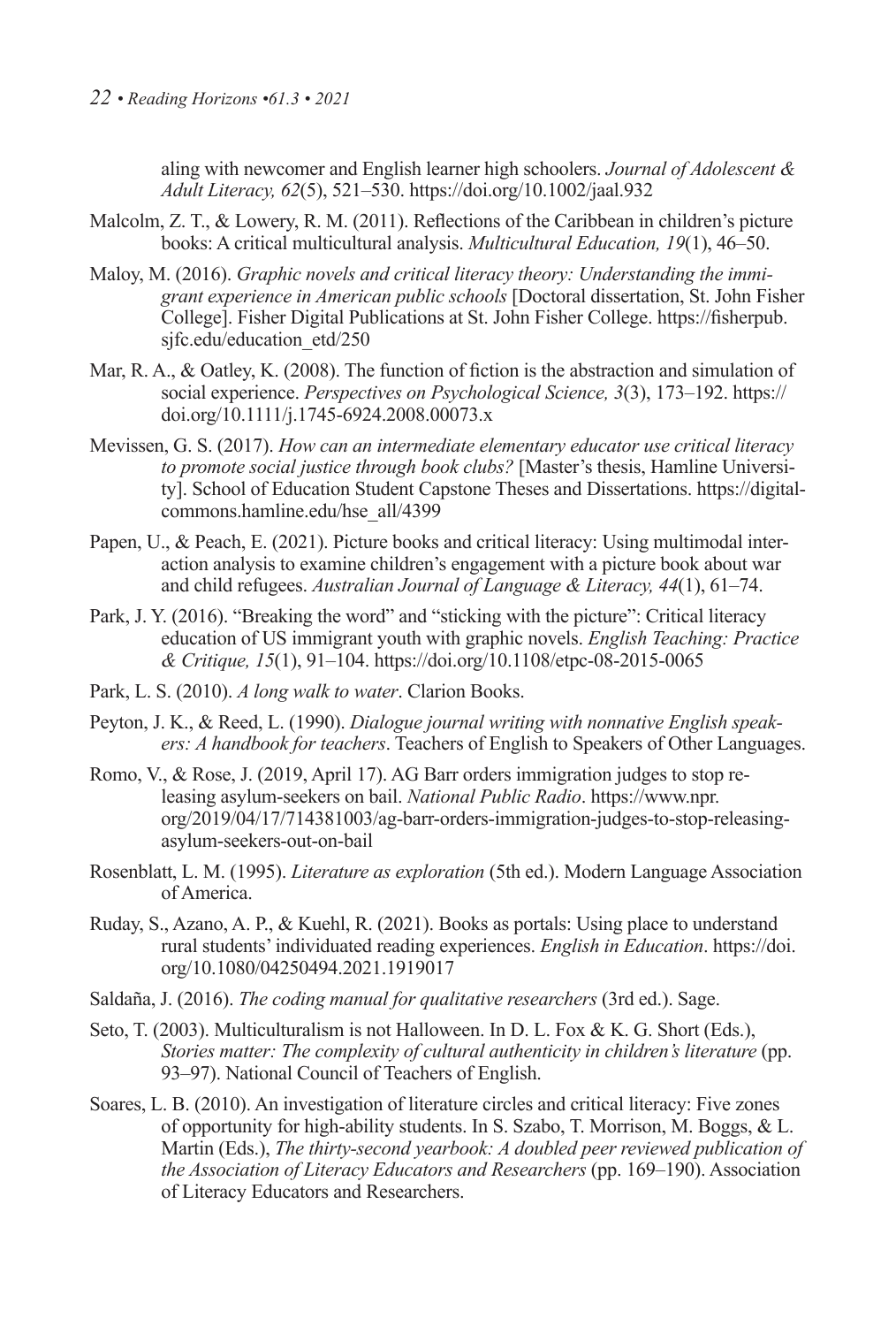aling with newcomer and English learner high schoolers. *Journal of Adolescent & Adult Literacy, 62*(5), 521–530. https://doi.org/10.1002/jaal.932

Malcolm, Z. T., & Lowery, R. M. (2011). Reflections of the Caribbean in children's picture books: A critical multicultural analysis. *Multicultural Education, 19*(1), 46–50.

Maloy, M. (2016). *Graphic novels and critical literacy theory: Understanding the immigrant experience in American public schools* [Doctoral dissertation, St. John Fisher College]. Fisher Digital Publications at St. John Fisher College. https://fisherpub.sjfc.edu/education_etd/250

Mar, R. A., & Oatley, K. (2008). The function of fiction is the abstraction and simulation of social experience. *Perspectives on Psychological Science, 3*(3), 173–192. https://doi.org/10.1111/j.1745-6924.2008.00073.x

Mevissen, G. S. (2017). *How can an intermediate elementary educator use critical literacy to promote social justice through book clubs?* [Master's thesis, Hamline University]. School of Education Student Capstone Theses and Dissertations. https://digitalcommons.hamline.edu/hse_all/4399

Papen, U., & Peach, E. (2021). Picture books and critical literacy: Using multimodal interaction analysis to examine children's engagement with a picture book about war and child refugees. *Australian Journal of Language & Literacy, 44*(1), 61–74.

Park, J. Y. (2016). "Breaking the word" and "sticking with the picture": Critical literacy education of US immigrant youth with graphic novels. *English Teaching: Practice & Critique, 15*(1), 91–104. https://doi.org/10.1108/etpc-08-2015-0065

Park, L. S. (2010). *A long walk to water*. Clarion Books.

Peyton, J. K., & Reed, L. (1990). *Dialogue journal writing with nonnative English speakers: A handbook for teachers*. Teachers of English to Speakers of Other Languages.

Romo, V., & Rose, J. (2019, April 17). AG Barr orders immigration judges to stop releasing asylum-seekers on bail. *National Public Radio*. https://www.npr.org/2019/04/17/714381003/ag-barr-orders-immigration-judges-to-stop-releasing-asylum-seekers-out-on-bail

Rosenblatt, L. M. (1995). *Literature as exploration* (5th ed.). Modern Language Association of America.

Ruday, S., Azano, A. P., & Kuehl, R. (2021). Books as portals: Using place to understand rural students' individuated reading experiences. *English in Education*. https://doi.org/10.1080/04250494.2021.1919017

Saldaña, J. (2016). *The coding manual for qualitative researchers* (3rd ed.). Sage.

Seto, T. (2003). Multiculturalism is not Halloween. In D. L. Fox & K. G. Short (Eds.), *Stories matter: The complexity of cultural authenticity in children's literature* (pp. 93–97). National Council of Teachers of English.

Soares, L. B. (2010). An investigation of literature circles and critical literacy: Five zones of opportunity for high-ability students. In S. Szabo, T. Morrison, M. Boggs, & L. Martin (Eds.), *The thirty-second yearbook: A doubled peer reviewed publication of the Association of Literacy Educators and Researchers* (pp. 169–190). Association of Literacy Educators and Researchers.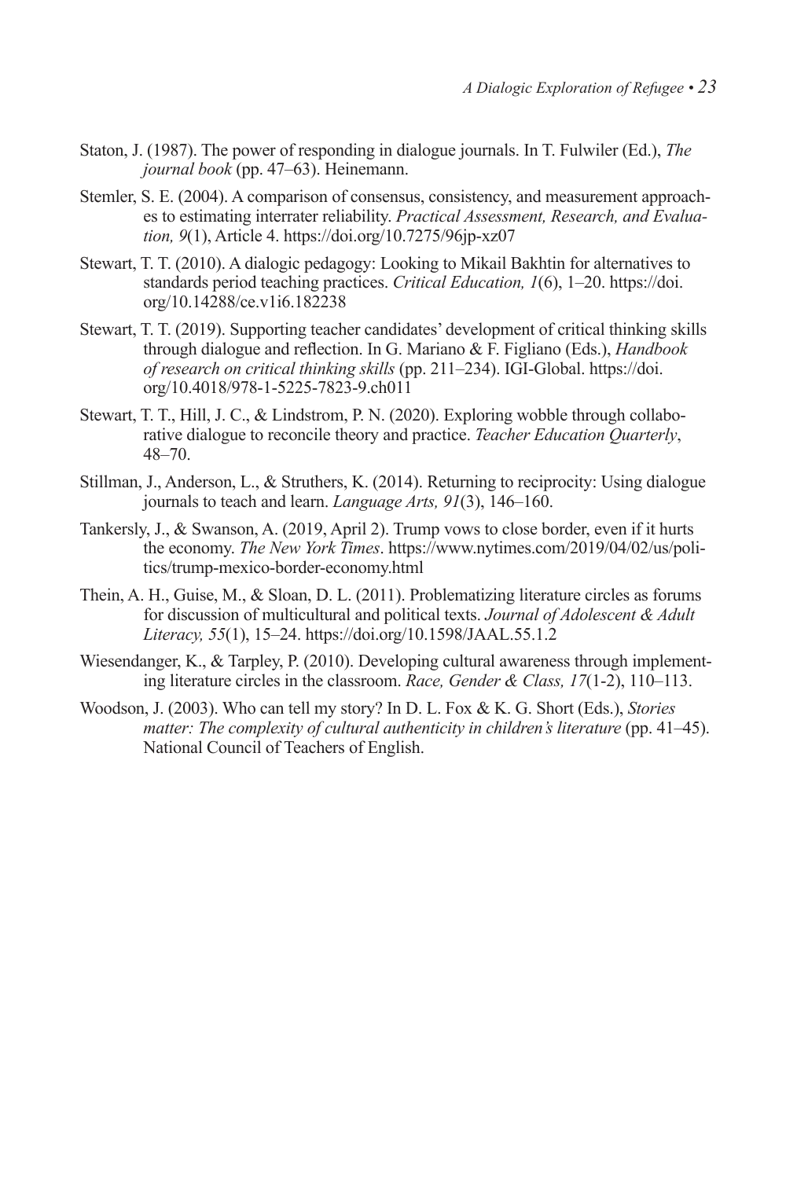Staton, J. (1987). The power of responding in dialogue journals. In T. Fulwiler (Ed.), *The journal book* (pp. 47–63). Heinemann.

Stemler, S. E. (2004). A comparison of consensus, consistency, and measurement approaches to estimating interrater reliability. *Practical Assessment, Research, and Evaluation, 9*(1), Article 4. https://doi.org/10.7275/96jp-xz07

Stewart, T. T. (2010). A dialogic pedagogy: Looking to Mikail Bakhtin for alternatives to standards period teaching practices. *Critical Education, 1*(6), 1–20. https://doi.org/10.14288/ce.v1i6.182238

Stewart, T. T. (2019). Supporting teacher candidates' development of critical thinking skills through dialogue and reflection. In G. Mariano & F. Figliano (Eds.), *Handbook of research on critical thinking skills* (pp. 211–234). IGI-Global. https://doi.org/10.4018/978-1-5225-7823-9.ch011

Stewart, T. T., Hill, J. C., & Lindstrom, P. N. (2020). Exploring wobble through collaborative dialogue to reconcile theory and practice. *Teacher Education Quarterly*, 48–70.

Stillman, J., Anderson, L., & Struthers, K. (2014). Returning to reciprocity: Using dialogue journals to teach and learn. *Language Arts, 91*(3), 146–160.

Tankersly, J., & Swanson, A. (2019, April 2). Trump vows to close border, even if it hurts the economy. *The New York Times*. https://www.nytimes.com/2019/04/02/us/politics/trump-mexico-border-economy.html

Thein, A. H., Guise, M., & Sloan, D. L. (2011). Problematizing literature circles as forums for discussion of multicultural and political texts. *Journal of Adolescent & Adult Literacy, 55*(1), 15–24. https://doi.org/10.1598/JAAL.55.1.2

Wiesendanger, K., & Tarpley, P. (2010). Developing cultural awareness through implementing literature circles in the classroom. *Race, Gender & Class, 17*(1-2), 110–113.

Woodson, J. (2003). Who can tell my story? In D. L. Fox & K. G. Short (Eds.), *Stories matter: The complexity of cultural authenticity in children's literature* (pp. 41–45). National Council of Teachers of English.